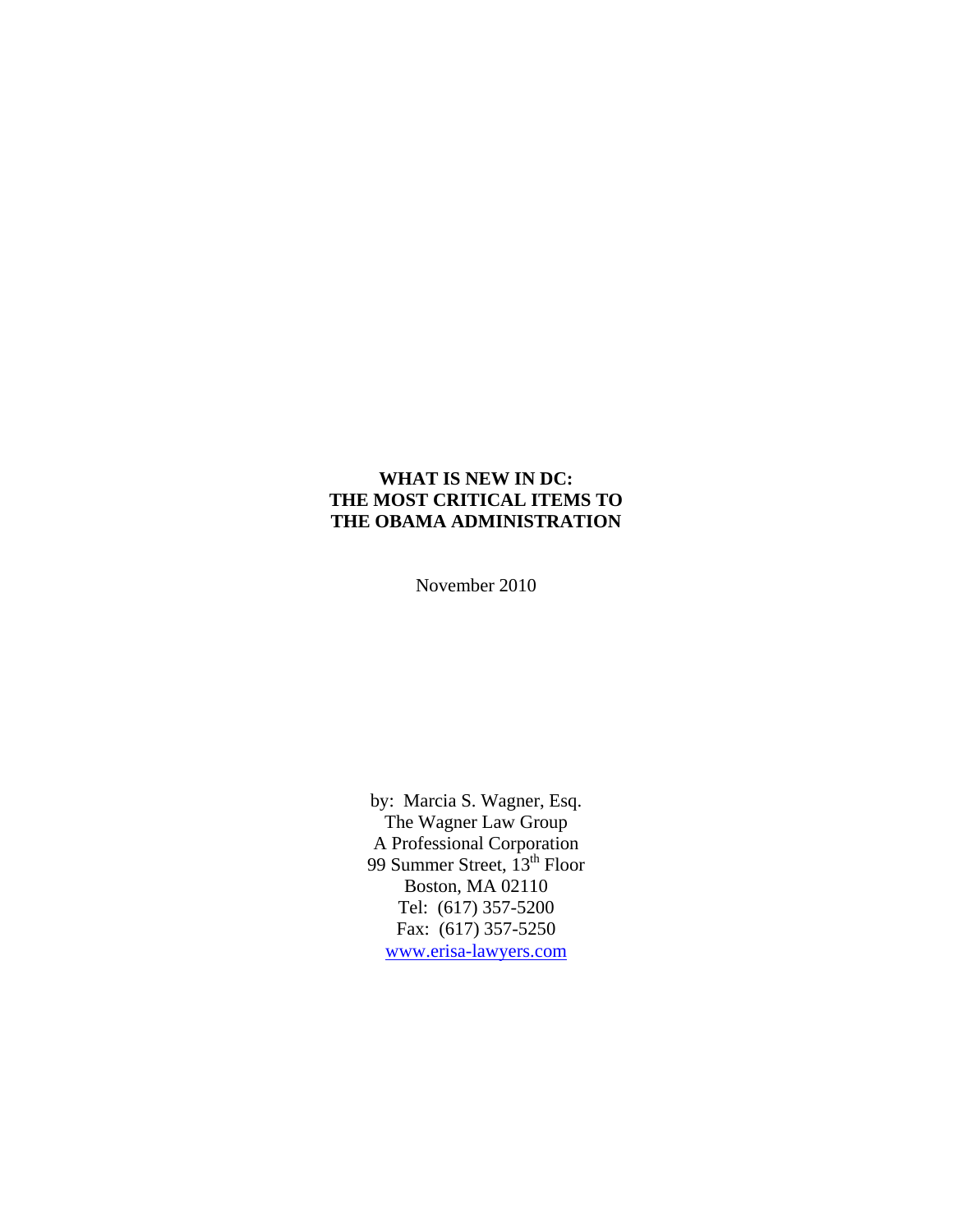# WHAT IS NEW IN DC: THE MOST CRITICAL ITEMS TO THE OBAMA ADMINISTRATION

November 2010

by: Marcia S. Wagner, Esq.
The Wagner Law Group
A Professional Corporation
99 Summer Street, 13th Floor
Boston, MA 02110
Tel: (617) 357-5200
Fax: (617) 357-5250
www.erisa-lawyers.com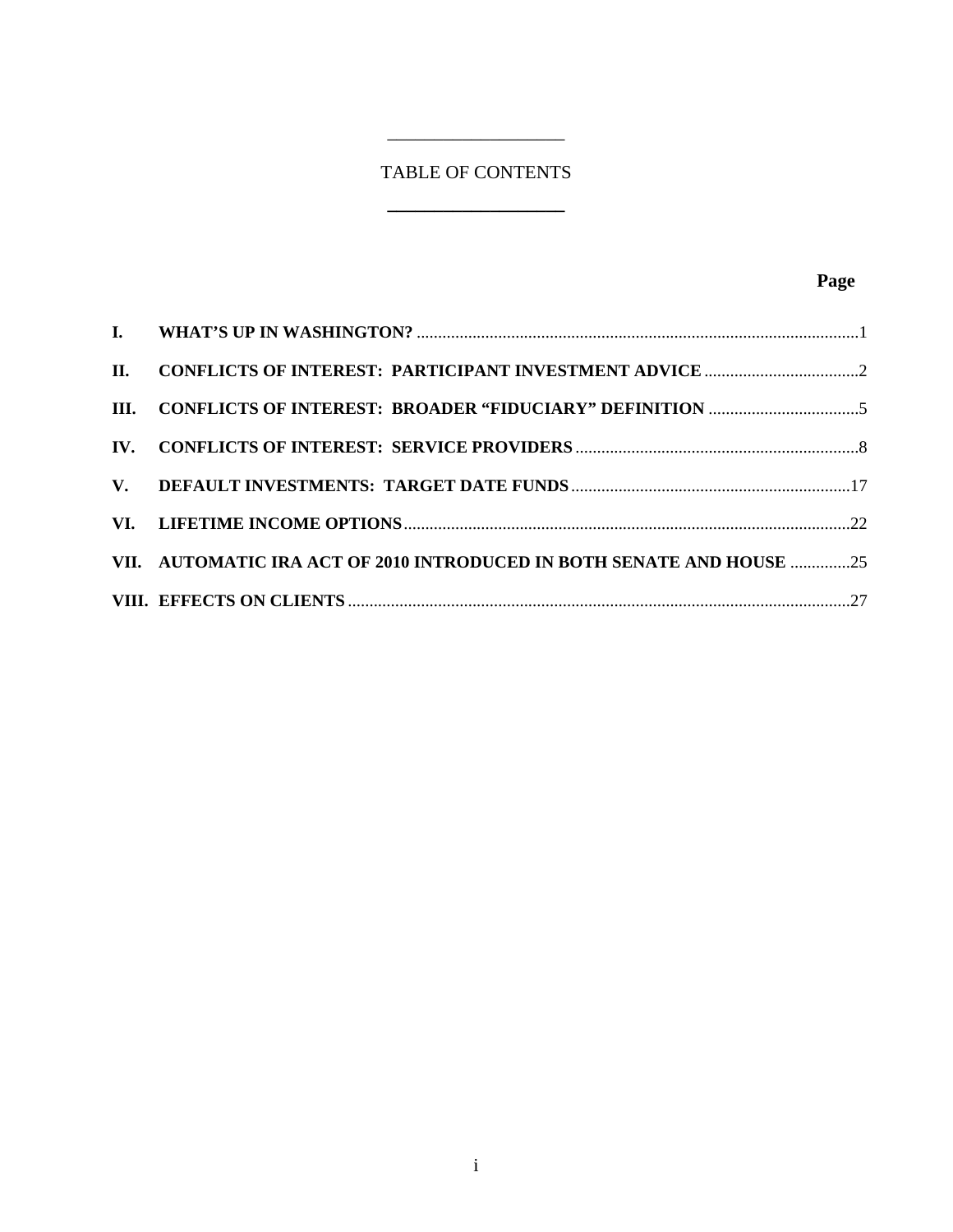# TABLE OF CONTENTS

| | | Page |
|---|---|---|
| **I.** | **WHAT'S UP IN WASHINGTON?** | 1 |
| **II.** | **CONFLICTS OF INTEREST: PARTICIPANT INVESTMENT ADVICE** | 2 |
| **III.** | **CONFLICTS OF INTEREST: BROADER "FIDUCIARY" DEFINITION** | 5 |
| **IV.** | **CONFLICTS OF INTEREST: SERVICE PROVIDERS** | 8 |
| **V.** | **DEFAULT INVESTMENTS: TARGET DATE FUNDS** | 17 |
| **VI.** | **LIFETIME INCOME OPTIONS** | 22 |
| **VII.** | **AUTOMATIC IRA ACT OF 2010 INTRODUCED IN BOTH SENATE AND HOUSE** | 25 |
| **VIII.** | **EFFECTS ON CLIENTS** | 27 |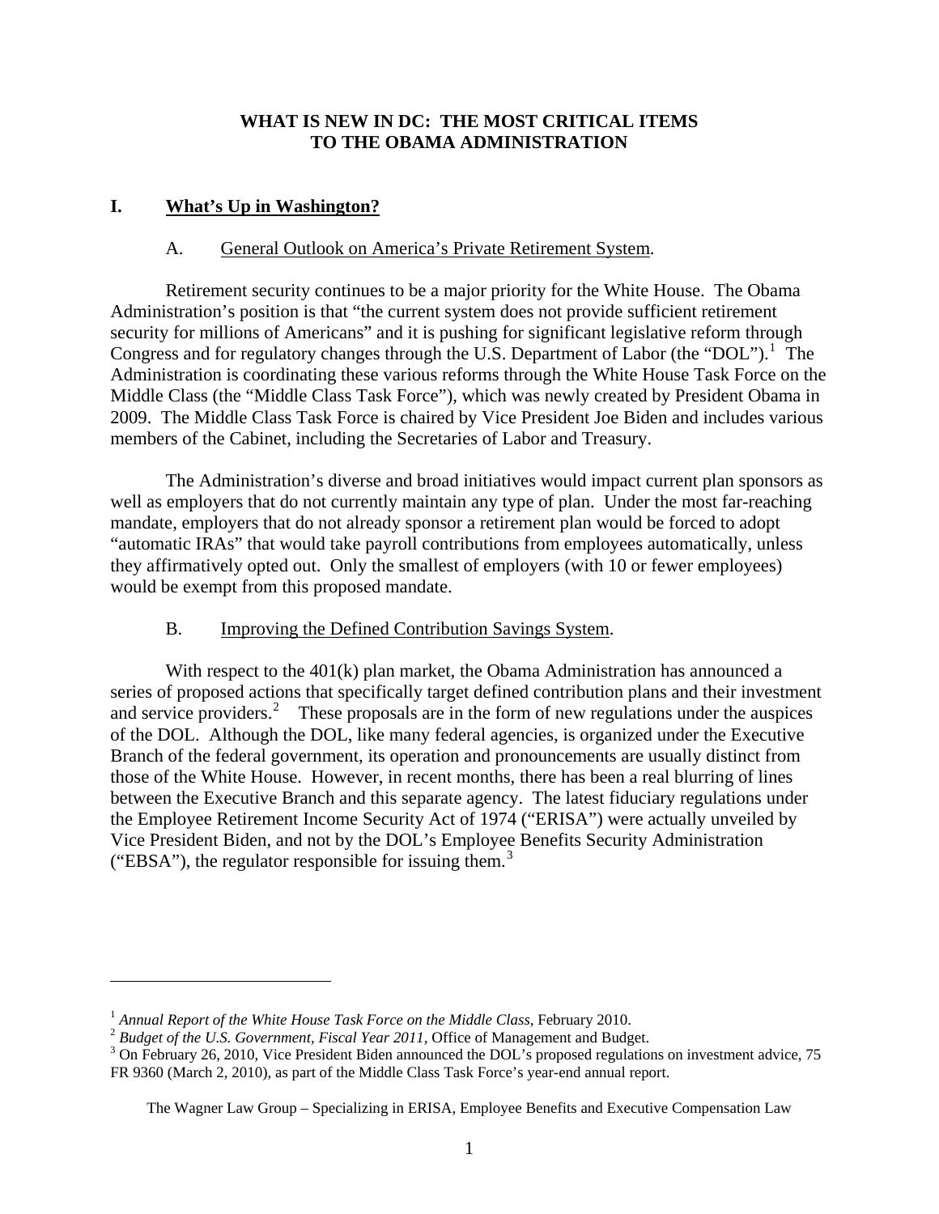# WHAT IS NEW IN DC: THE MOST CRITICAL ITEMS TO THE OBAMA ADMINISTRATION

## I. What's Up in Washington?

### A. General Outlook on America's Private Retirement System.

Retirement security continues to be a major priority for the White House. The Obama Administration's position is that "the current system does not provide sufficient retirement security for millions of Americans" and it is pushing for significant legislative reform through Congress and for regulatory changes through the U.S. Department of Labor (the "DOL").[1] The Administration is coordinating these various reforms through the White House Task Force on the Middle Class (the "Middle Class Task Force"), which was newly created by President Obama in 2009. The Middle Class Task Force is chaired by Vice President Joe Biden and includes various members of the Cabinet, including the Secretaries of Labor and Treasury.

The Administration's diverse and broad initiatives would impact current plan sponsors as well as employers that do not currently maintain any type of plan. Under the most far-reaching mandate, employers that do not already sponsor a retirement plan would be forced to adopt "automatic IRAs" that would take payroll contributions from employees automatically, unless they affirmatively opted out. Only the smallest of employers (with 10 or fewer employees) would be exempt from this proposed mandate.

### B. Improving the Defined Contribution Savings System.

With respect to the 401(k) plan market, the Obama Administration has announced a series of proposed actions that specifically target defined contribution plans and their investment and service providers.[2] These proposals are in the form of new regulations under the auspices of the DOL. Although the DOL, like many federal agencies, is organized under the Executive Branch of the federal government, its operation and pronouncements are usually distinct from those of the White House. However, in recent months, there has been a real blurring of lines between the Executive Branch and this separate agency. The latest fiduciary regulations under the Employee Retirement Income Security Act of 1974 ("ERISA") were actually unveiled by Vice President Biden, and not by the DOL's Employee Benefits Security Administration ("EBSA"), the regulator responsible for issuing them.[3]

---

[1] *Annual Report of the White House Task Force on the Middle Class*, February 2010.

[2] *Budget of the U.S. Government, Fiscal Year 2011,* Office of Management and Budget.

[3] On February 26, 2010, Vice President Biden announced the DOL's proposed regulations on investment advice, 75 FR 9360 (March 2, 2010), as part of the Middle Class Task Force's year-end annual report.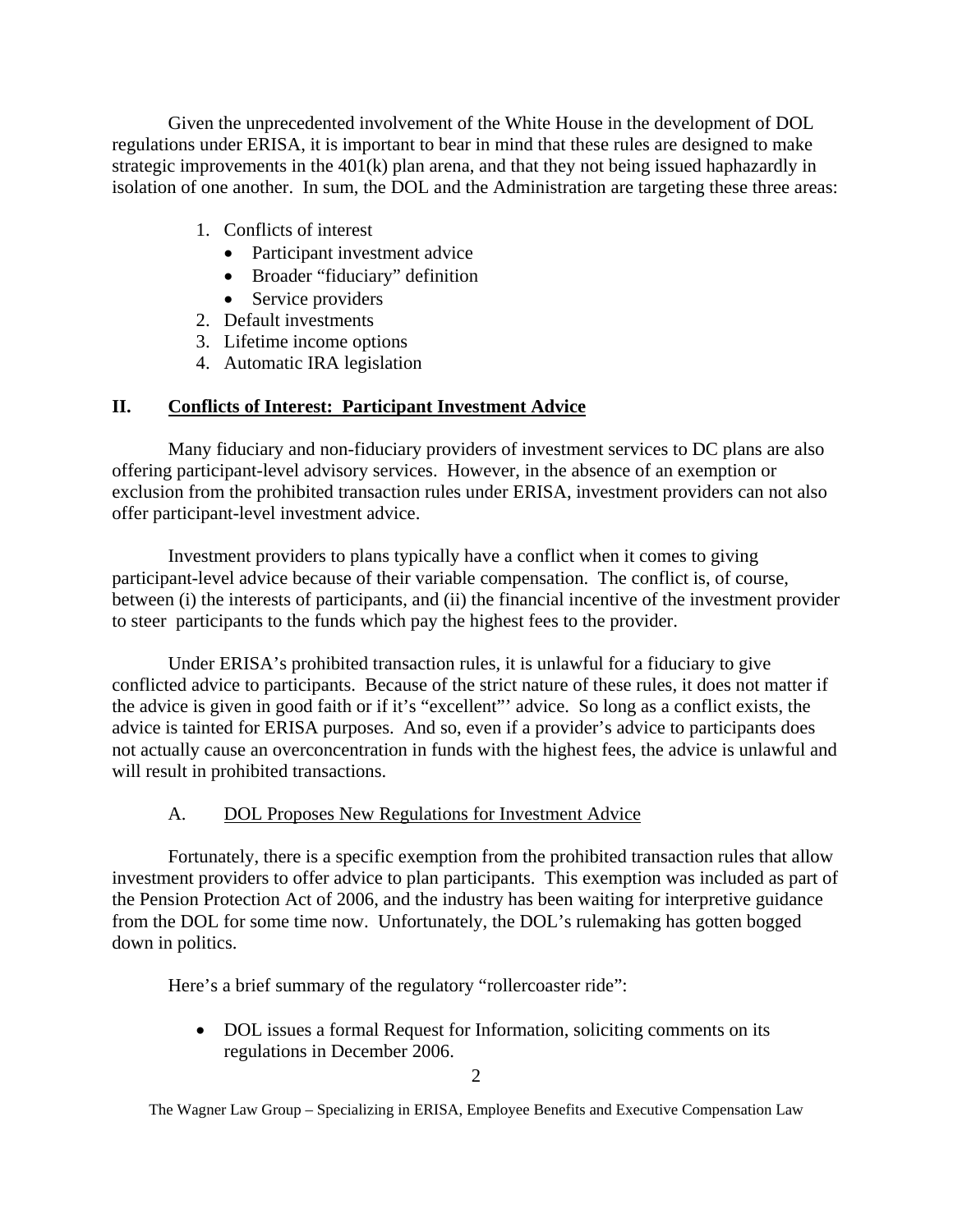Given the unprecedented involvement of the White House in the development of DOL regulations under ERISA, it is important to bear in mind that these rules are designed to make strategic improvements in the 401(k) plan arena, and that they not being issued haphazardly in isolation of one another. In sum, the DOL and the Administration are targeting these three areas:

1. Conflicts of interest
   - Participant investment advice
   - Broader "fiduciary" definition
   - Service providers
2. Default investments
3. Lifetime income options
4. Automatic IRA legislation

## II. Conflicts of Interest: Participant Investment Advice

Many fiduciary and non-fiduciary providers of investment services to DC plans are also offering participant-level advisory services. However, in the absence of an exemption or exclusion from the prohibited transaction rules under ERISA, investment providers can not also offer participant-level investment advice.

Investment providers to plans typically have a conflict when it comes to giving participant-level advice because of their variable compensation. The conflict is, of course, between (i) the interests of participants, and (ii) the financial incentive of the investment provider to steer participants to the funds which pay the highest fees to the provider.

Under ERISA's prohibited transaction rules, it is unlawful for a fiduciary to give conflicted advice to participants. Because of the strict nature of these rules, it does not matter if the advice is given in good faith or if it's "excellent"' advice. So long as a conflict exists, the advice is tainted for ERISA purposes. And so, even if a provider's advice to participants does not actually cause an overconcentration in funds with the highest fees, the advice is unlawful and will result in prohibited transactions.

### A. DOL Proposes New Regulations for Investment Advice

Fortunately, there is a specific exemption from the prohibited transaction rules that allow investment providers to offer advice to plan participants. This exemption was included as part of the Pension Protection Act of 2006, and the industry has been waiting for interpretive guidance from the DOL for some time now. Unfortunately, the DOL's rulemaking has gotten bogged down in politics.

Here's a brief summary of the regulatory "rollercoaster ride":

- DOL issues a formal Request for Information, soliciting comments on its regulations in December 2006.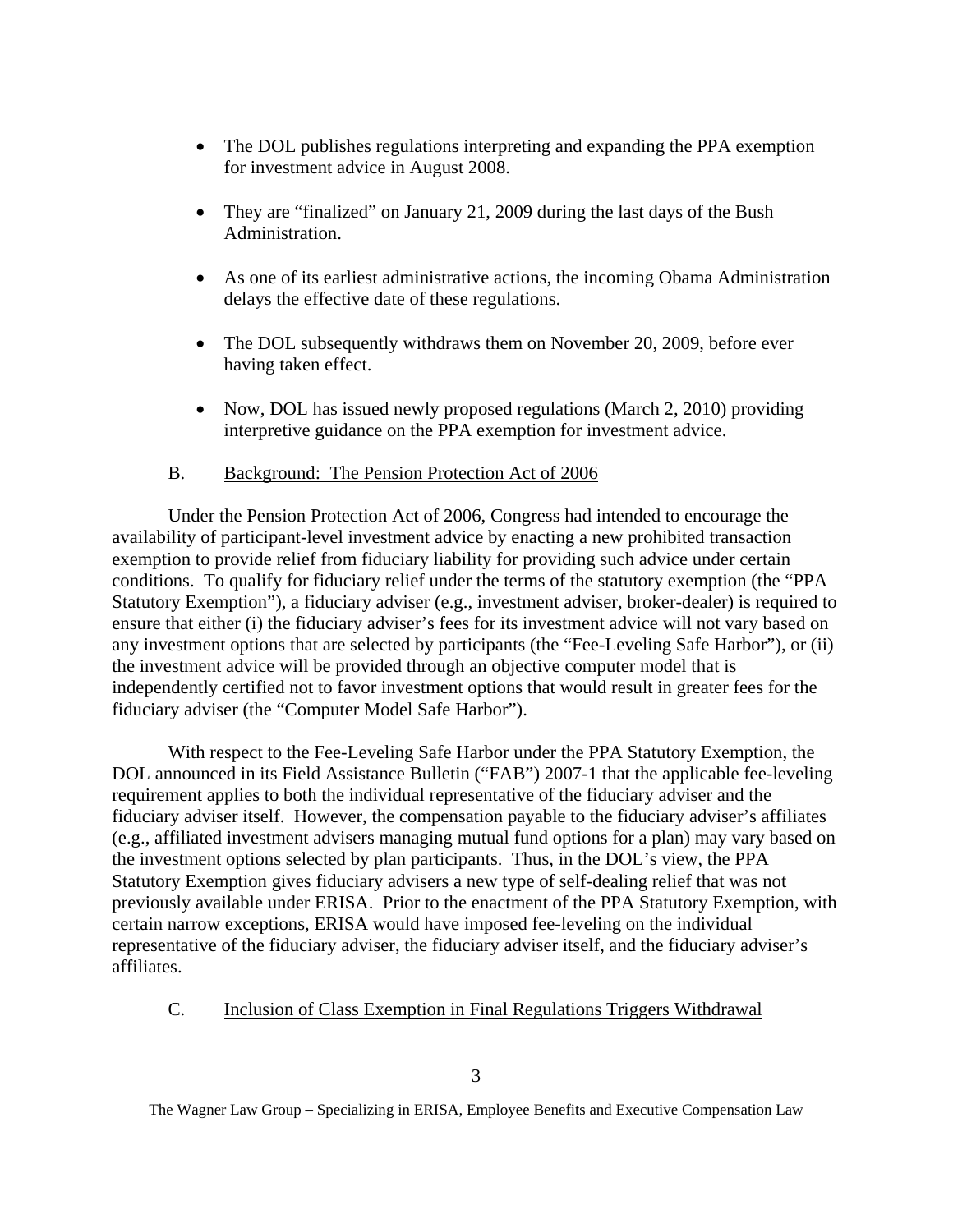- The DOL publishes regulations interpreting and expanding the PPA exemption for investment advice in August 2008.
- They are "finalized" on January 21, 2009 during the last days of the Bush Administration.
- As one of its earliest administrative actions, the incoming Obama Administration delays the effective date of these regulations.
- The DOL subsequently withdraws them on November 20, 2009, before ever having taken effect.
- Now, DOL has issued newly proposed regulations (March 2, 2010) providing interpretive guidance on the PPA exemption for investment advice.

## B. Background: The Pension Protection Act of 2006

Under the Pension Protection Act of 2006, Congress had intended to encourage the availability of participant-level investment advice by enacting a new prohibited transaction exemption to provide relief from fiduciary liability for providing such advice under certain conditions. To qualify for fiduciary relief under the terms of the statutory exemption (the "PPA Statutory Exemption"), a fiduciary adviser (e.g., investment adviser, broker-dealer) is required to ensure that either (i) the fiduciary adviser's fees for its investment advice will not vary based on any investment options that are selected by participants (the "Fee-Leveling Safe Harbor"), or (ii) the investment advice will be provided through an objective computer model that is independently certified not to favor investment options that would result in greater fees for the fiduciary adviser (the "Computer Model Safe Harbor").

With respect to the Fee-Leveling Safe Harbor under the PPA Statutory Exemption, the DOL announced in its Field Assistance Bulletin ("FAB") 2007-1 that the applicable fee-leveling requirement applies to both the individual representative of the fiduciary adviser and the fiduciary adviser itself. However, the compensation payable to the fiduciary adviser's affiliates (e.g., affiliated investment advisers managing mutual fund options for a plan) may vary based on the investment options selected by plan participants. Thus, in the DOL's view, the PPA Statutory Exemption gives fiduciary advisers a new type of self-dealing relief that was not previously available under ERISA. Prior to the enactment of the PPA Statutory Exemption, with certain narrow exceptions, ERISA would have imposed fee-leveling on the individual representative of the fiduciary adviser, the fiduciary adviser itself, and the fiduciary adviser's affiliates.

## C. Inclusion of Class Exemption in Final Regulations Triggers Withdrawal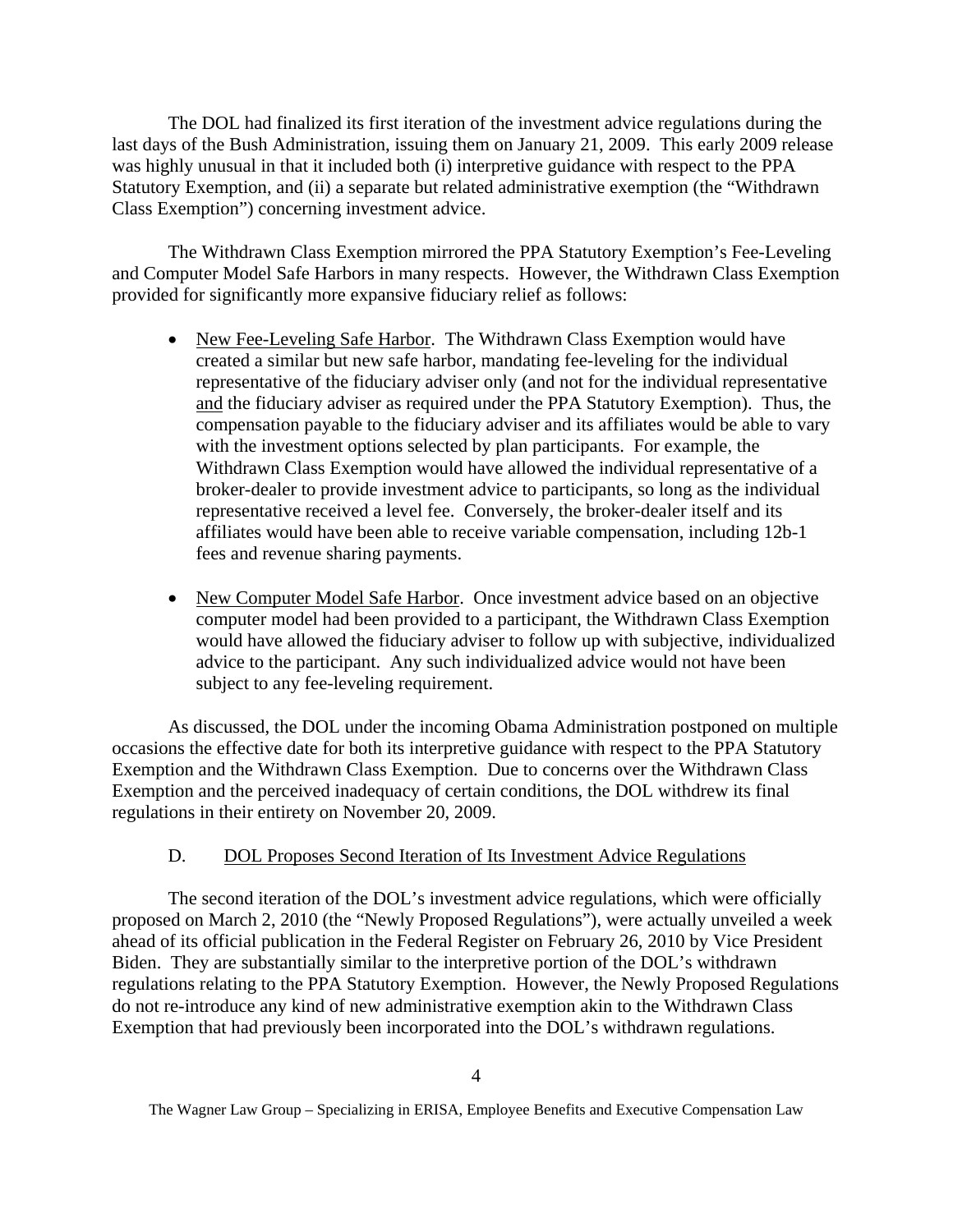The DOL had finalized its first iteration of the investment advice regulations during the last days of the Bush Administration, issuing them on January 21, 2009. This early 2009 release was highly unusual in that it included both (i) interpretive guidance with respect to the PPA Statutory Exemption, and (ii) a separate but related administrative exemption (the "Withdrawn Class Exemption") concerning investment advice.

The Withdrawn Class Exemption mirrored the PPA Statutory Exemption's Fee-Leveling and Computer Model Safe Harbors in many respects. However, the Withdrawn Class Exemption provided for significantly more expansive fiduciary relief as follows:

- New Fee-Leveling Safe Harbor. The Withdrawn Class Exemption would have created a similar but new safe harbor, mandating fee-leveling for the individual representative of the fiduciary adviser only (and not for the individual representative and the fiduciary adviser as required under the PPA Statutory Exemption). Thus, the compensation payable to the fiduciary adviser and its affiliates would be able to vary with the investment options selected by plan participants. For example, the Withdrawn Class Exemption would have allowed the individual representative of a broker-dealer to provide investment advice to participants, so long as the individual representative received a level fee. Conversely, the broker-dealer itself and its affiliates would have been able to receive variable compensation, including 12b-1 fees and revenue sharing payments.

- New Computer Model Safe Harbor. Once investment advice based on an objective computer model had been provided to a participant, the Withdrawn Class Exemption would have allowed the fiduciary adviser to follow up with subjective, individualized advice to the participant. Any such individualized advice would not have been subject to any fee-leveling requirement.

As discussed, the DOL under the incoming Obama Administration postponed on multiple occasions the effective date for both its interpretive guidance with respect to the PPA Statutory Exemption and the Withdrawn Class Exemption. Due to concerns over the Withdrawn Class Exemption and the perceived inadequacy of certain conditions, the DOL withdrew its final regulations in their entirety on November 20, 2009.

### D. DOL Proposes Second Iteration of Its Investment Advice Regulations

The second iteration of the DOL's investment advice regulations, which were officially proposed on March 2, 2010 (the "Newly Proposed Regulations"), were actually unveiled a week ahead of its official publication in the Federal Register on February 26, 2010 by Vice President Biden. They are substantially similar to the interpretive portion of the DOL's withdrawn regulations relating to the PPA Statutory Exemption. However, the Newly Proposed Regulations do not re-introduce any kind of new administrative exemption akin to the Withdrawn Class Exemption that had previously been incorporated into the DOL's withdrawn regulations.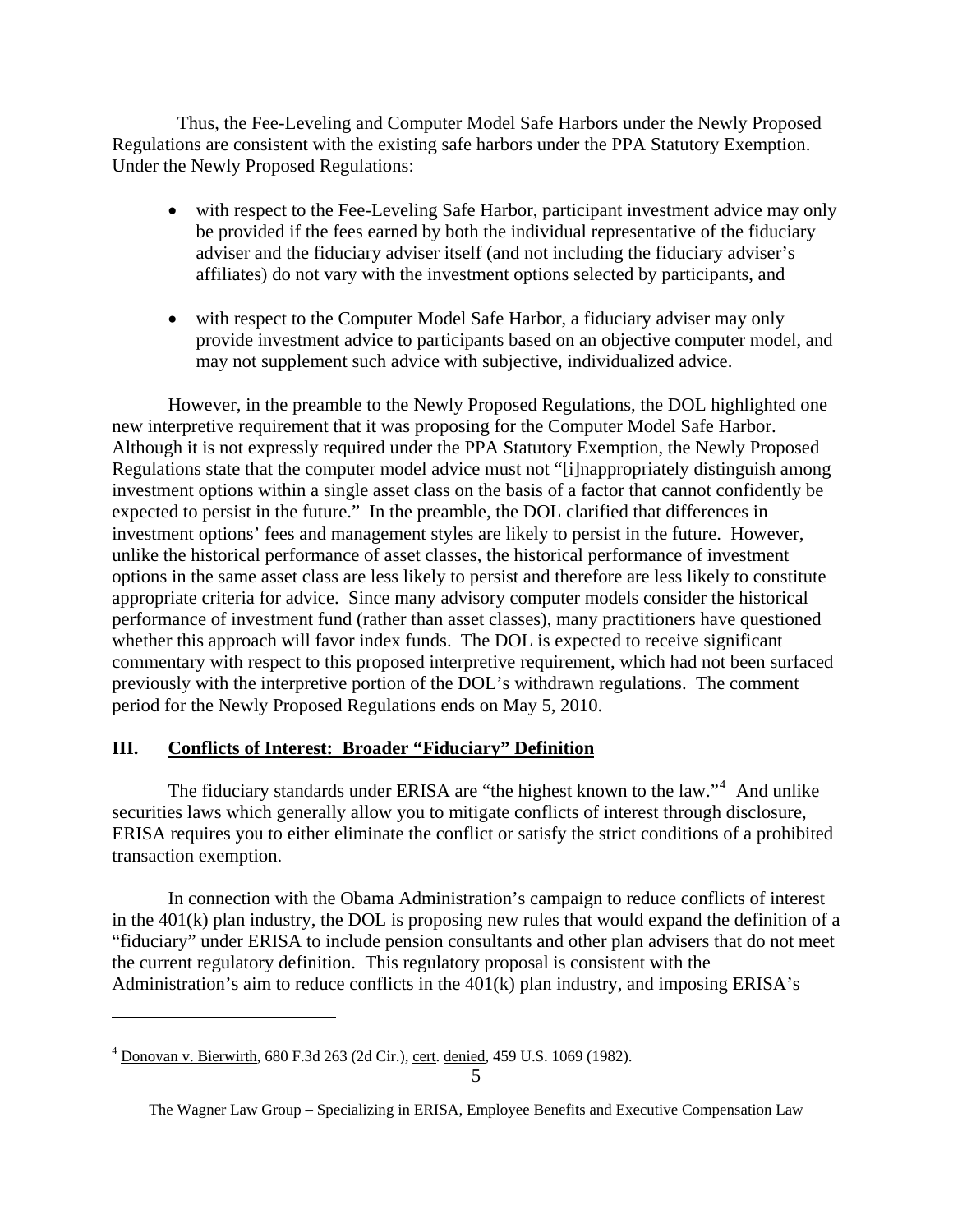Thus, the Fee-Leveling and Computer Model Safe Harbors under the Newly Proposed Regulations are consistent with the existing safe harbors under the PPA Statutory Exemption. Under the Newly Proposed Regulations:

- with respect to the Fee-Leveling Safe Harbor, participant investment advice may only be provided if the fees earned by both the individual representative of the fiduciary adviser and the fiduciary adviser itself (and not including the fiduciary adviser's affiliates) do not vary with the investment options selected by participants, and

- with respect to the Computer Model Safe Harbor, a fiduciary adviser may only provide investment advice to participants based on an objective computer model, and may not supplement such advice with subjective, individualized advice.

However, in the preamble to the Newly Proposed Regulations, the DOL highlighted one new interpretive requirement that it was proposing for the Computer Model Safe Harbor. Although it is not expressly required under the PPA Statutory Exemption, the Newly Proposed Regulations state that the computer model advice must not "[i]nappropriately distinguish among investment options within a single asset class on the basis of a factor that cannot confidently be expected to persist in the future." In the preamble, the DOL clarified that differences in investment options' fees and management styles are likely to persist in the future. However, unlike the historical performance of asset classes, the historical performance of investment options in the same asset class are less likely to persist and therefore are less likely to constitute appropriate criteria for advice. Since many advisory computer models consider the historical performance of investment fund (rather than asset classes), many practitioners have questioned whether this approach will favor index funds. The DOL is expected to receive significant commentary with respect to this proposed interpretive requirement, which had not been surfaced previously with the interpretive portion of the DOL's withdrawn regulations. The comment period for the Newly Proposed Regulations ends on May 5, 2010.

## III. <u>Conflicts of Interest: Broader "Fiduciary" Definition</u>

The fiduciary standards under ERISA are "the highest known to the law."[4] And unlike securities laws which generally allow you to mitigate conflicts of interest through disclosure, ERISA requires you to either eliminate the conflict or satisfy the strict conditions of a prohibited transaction exemption.

In connection with the Obama Administration's campaign to reduce conflicts of interest in the 401(k) plan industry, the DOL is proposing new rules that would expand the definition of a "fiduciary" under ERISA to include pension consultants and other plan advisers that do not meet the current regulatory definition. This regulatory proposal is consistent with the Administration's aim to reduce conflicts in the 401(k) plan industry, and imposing ERISA's

---

[4] <u>Donovan v. Bierwirth</u>, 680 F.3d 263 (2d Cir.), <u>cert</u>. <u>denied</u>, 459 U.S. 1069 (1982).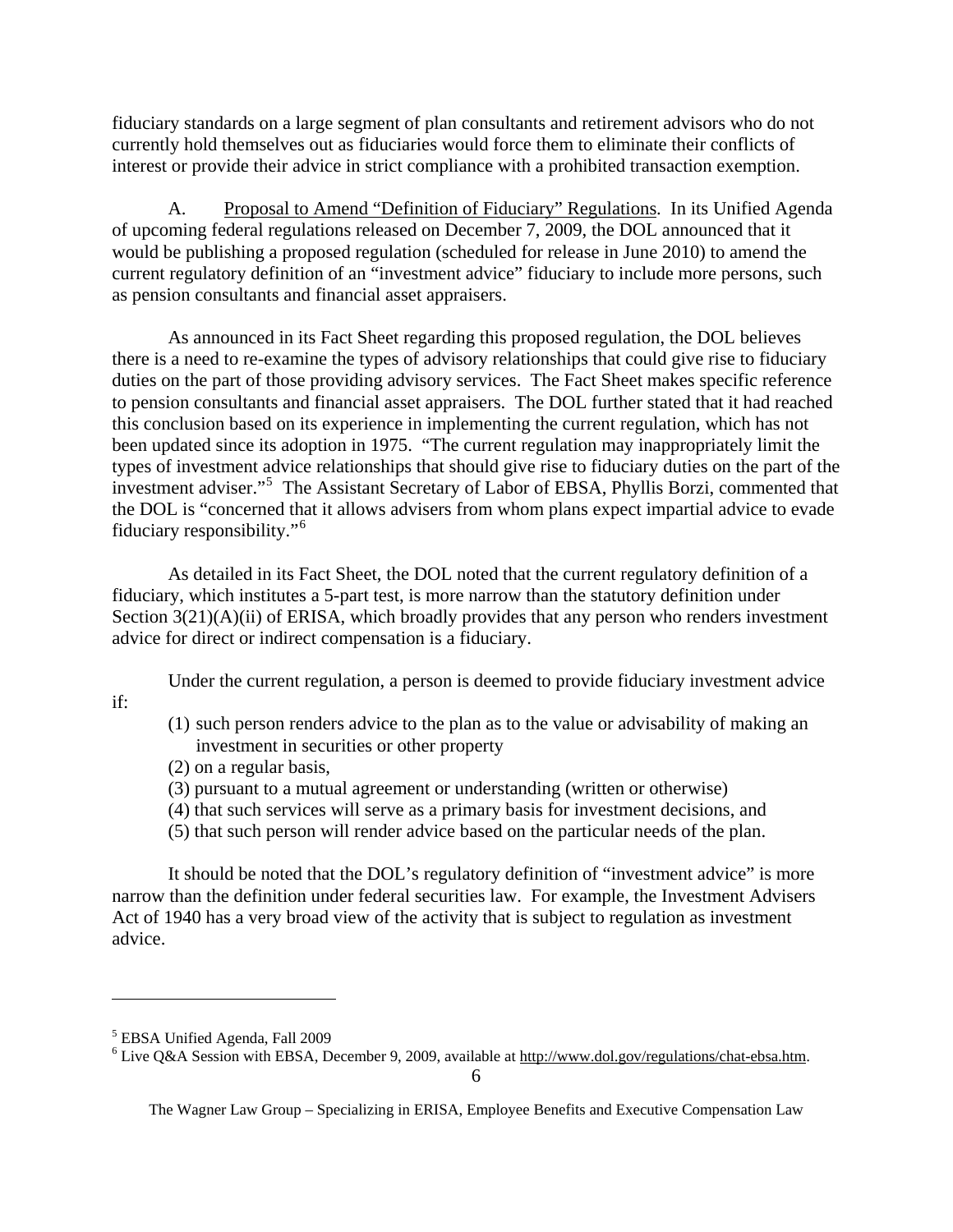fiduciary standards on a large segment of plan consultants and retirement advisors who do not currently hold themselves out as fiduciaries would force them to eliminate their conflicts of interest or provide their advice in strict compliance with a prohibited transaction exemption.

A. Proposal to Amend "Definition of Fiduciary" Regulations. In its Unified Agenda of upcoming federal regulations released on December 7, 2009, the DOL announced that it would be publishing a proposed regulation (scheduled for release in June 2010) to amend the current regulatory definition of an "investment advice" fiduciary to include more persons, such as pension consultants and financial asset appraisers.

As announced in its Fact Sheet regarding this proposed regulation, the DOL believes there is a need to re-examine the types of advisory relationships that could give rise to fiduciary duties on the part of those providing advisory services. The Fact Sheet makes specific reference to pension consultants and financial asset appraisers. The DOL further stated that it had reached this conclusion based on its experience in implementing the current regulation, which has not been updated since its adoption in 1975. "The current regulation may inappropriately limit the types of investment advice relationships that should give rise to fiduciary duties on the part of the investment adviser."[5] The Assistant Secretary of Labor of EBSA, Phyllis Borzi, commented that the DOL is "concerned that it allows advisers from whom plans expect impartial advice to evade fiduciary responsibility."[6]

As detailed in its Fact Sheet, the DOL noted that the current regulatory definition of a fiduciary, which institutes a 5-part test, is more narrow than the statutory definition under Section 3(21)(A)(ii) of ERISA, which broadly provides that any person who renders investment advice for direct or indirect compensation is a fiduciary.

Under the current regulation, a person is deemed to provide fiduciary investment advice if:

(1) such person renders advice to the plan as to the value or advisability of making an investment in securities or other property
(2) on a regular basis,
(3) pursuant to a mutual agreement or understanding (written or otherwise)
(4) that such services will serve as a primary basis for investment decisions, and
(5) that such person will render advice based on the particular needs of the plan.

It should be noted that the DOL's regulatory definition of "investment advice" is more narrow than the definition under federal securities law. For example, the Investment Advisers Act of 1940 has a very broad view of the activity that is subject to regulation as investment advice.

---

[5] EBSA Unified Agenda, Fall 2009

[6] Live Q&A Session with EBSA, December 9, 2009, available at http://www.dol.gov/regulations/chat-ebsa.htm.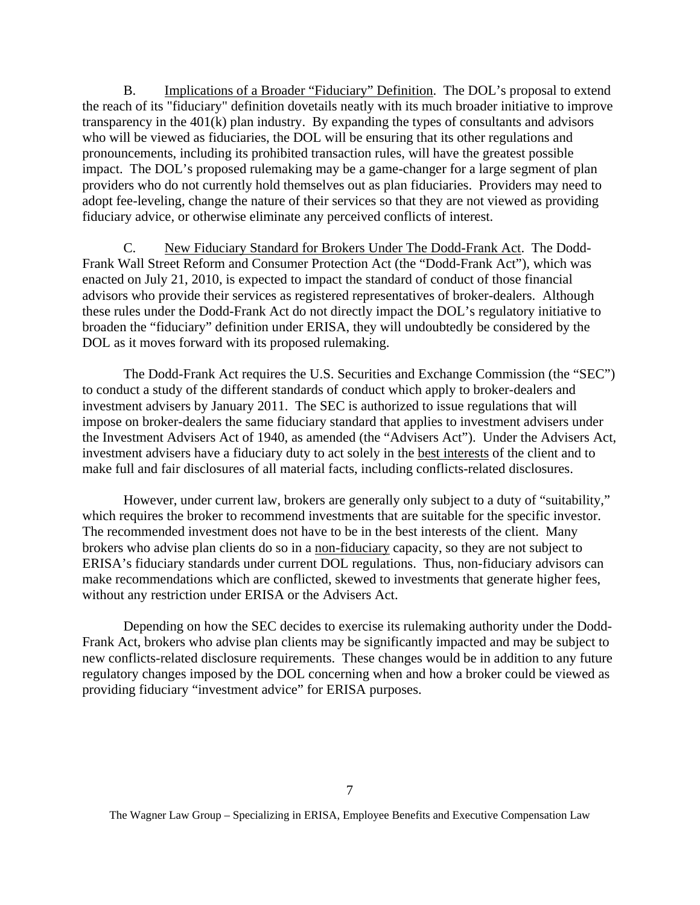B. Implications of a Broader "Fiduciary" Definition. The DOL's proposal to extend the reach of its "fiduciary" definition dovetails neatly with its much broader initiative to improve transparency in the 401(k) plan industry. By expanding the types of consultants and advisors who will be viewed as fiduciaries, the DOL will be ensuring that its other regulations and pronouncements, including its prohibited transaction rules, will have the greatest possible impact. The DOL's proposed rulemaking may be a game-changer for a large segment of plan providers who do not currently hold themselves out as plan fiduciaries. Providers may need to adopt fee-leveling, change the nature of their services so that they are not viewed as providing fiduciary advice, or otherwise eliminate any perceived conflicts of interest.

C. New Fiduciary Standard for Brokers Under The Dodd-Frank Act. The Dodd-Frank Wall Street Reform and Consumer Protection Act (the "Dodd-Frank Act"), which was enacted on July 21, 2010, is expected to impact the standard of conduct of those financial advisors who provide their services as registered representatives of broker-dealers. Although these rules under the Dodd-Frank Act do not directly impact the DOL's regulatory initiative to broaden the "fiduciary" definition under ERISA, they will undoubtedly be considered by the DOL as it moves forward with its proposed rulemaking.

The Dodd-Frank Act requires the U.S. Securities and Exchange Commission (the "SEC") to conduct a study of the different standards of conduct which apply to broker-dealers and investment advisers by January 2011. The SEC is authorized to issue regulations that will impose on broker-dealers the same fiduciary standard that applies to investment advisers under the Investment Advisers Act of 1940, as amended (the "Advisers Act"). Under the Advisers Act, investment advisers have a fiduciary duty to act solely in the best interests of the client and to make full and fair disclosures of all material facts, including conflicts-related disclosures.

However, under current law, brokers are generally only subject to a duty of "suitability," which requires the broker to recommend investments that are suitable for the specific investor. The recommended investment does not have to be in the best interests of the client. Many brokers who advise plan clients do so in a non-fiduciary capacity, so they are not subject to ERISA's fiduciary standards under current DOL regulations. Thus, non-fiduciary advisors can make recommendations which are conflicted, skewed to investments that generate higher fees, without any restriction under ERISA or the Advisers Act.

Depending on how the SEC decides to exercise its rulemaking authority under the Dodd-Frank Act, brokers who advise plan clients may be significantly impacted and may be subject to new conflicts-related disclosure requirements. These changes would be in addition to any future regulatory changes imposed by the DOL concerning when and how a broker could be viewed as providing fiduciary "investment advice" for ERISA purposes.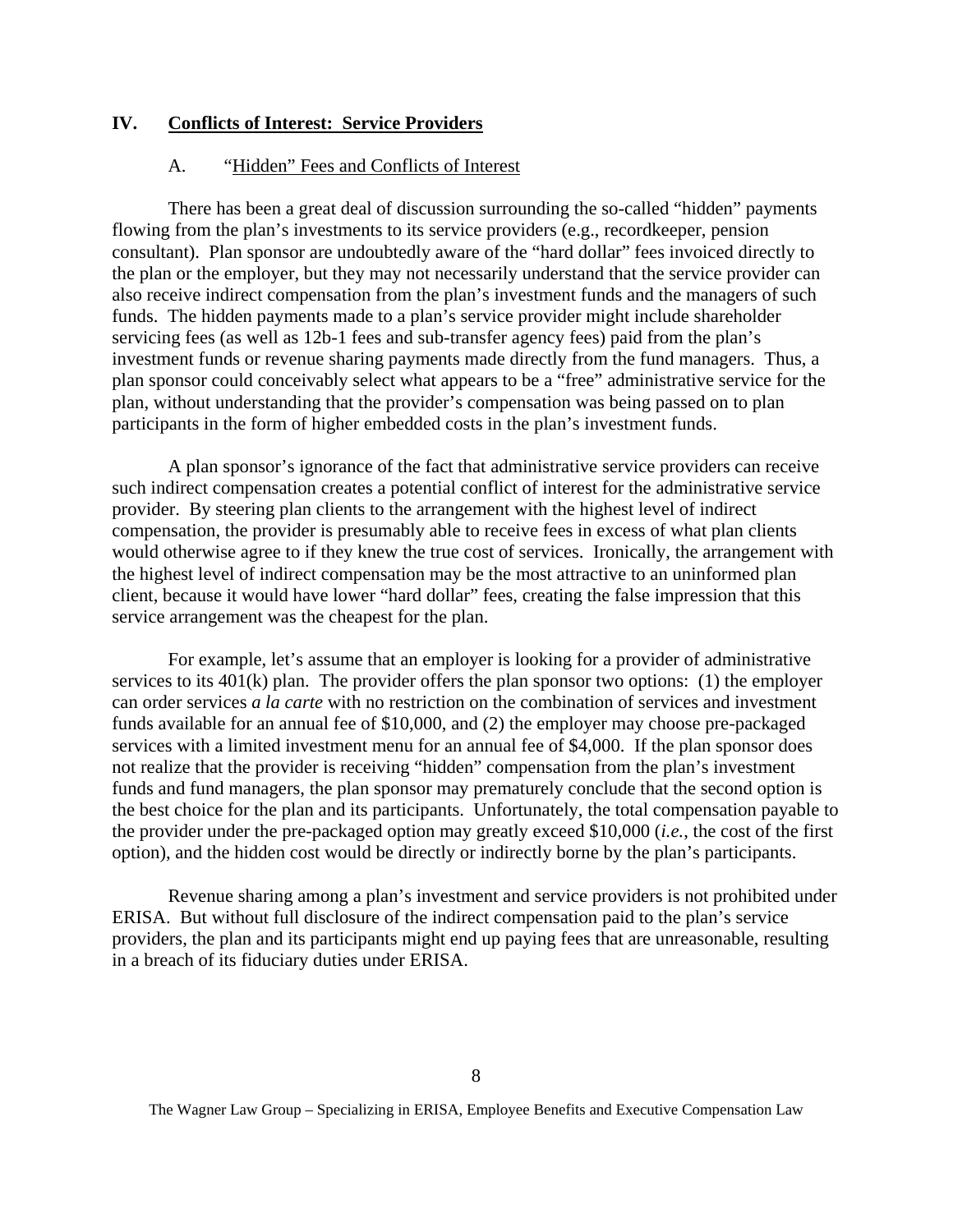## IV. <u>Conflicts of Interest: Service Providers</u>

### A. "<u>Hidden" Fees and Conflicts of Interest</u>

There has been a great deal of discussion surrounding the so-called "hidden" payments flowing from the plan's investments to its service providers (e.g., recordkeeper, pension consultant). Plan sponsor are undoubtedly aware of the "hard dollar" fees invoiced directly to the plan or the employer, but they may not necessarily understand that the service provider can also receive indirect compensation from the plan's investment funds and the managers of such funds. The hidden payments made to a plan's service provider might include shareholder servicing fees (as well as 12b-1 fees and sub-transfer agency fees) paid from the plan's investment funds or revenue sharing payments made directly from the fund managers. Thus, a plan sponsor could conceivably select what appears to be a "free" administrative service for the plan, without understanding that the provider's compensation was being passed on to plan participants in the form of higher embedded costs in the plan's investment funds.

A plan sponsor's ignorance of the fact that administrative service providers can receive such indirect compensation creates a potential conflict of interest for the administrative service provider. By steering plan clients to the arrangement with the highest level of indirect compensation, the provider is presumably able to receive fees in excess of what plan clients would otherwise agree to if they knew the true cost of services. Ironically, the arrangement with the highest level of indirect compensation may be the most attractive to an uninformed plan client, because it would have lower "hard dollar" fees, creating the false impression that this service arrangement was the cheapest for the plan.

For example, let's assume that an employer is looking for a provider of administrative services to its 401(k) plan. The provider offers the plan sponsor two options: (1) the employer can order services *a la carte* with no restriction on the combination of services and investment funds available for an annual fee of $10,000, and (2) the employer may choose pre-packaged services with a limited investment menu for an annual fee of $4,000. If the plan sponsor does not realize that the provider is receiving "hidden" compensation from the plan's investment funds and fund managers, the plan sponsor may prematurely conclude that the second option is the best choice for the plan and its participants. Unfortunately, the total compensation payable to the provider under the pre-packaged option may greatly exceed $10,000 (*i.e.*, the cost of the first option), and the hidden cost would be directly or indirectly borne by the plan's participants.

Revenue sharing among a plan's investment and service providers is not prohibited under ERISA. But without full disclosure of the indirect compensation paid to the plan's service providers, the plan and its participants might end up paying fees that are unreasonable, resulting in a breach of its fiduciary duties under ERISA.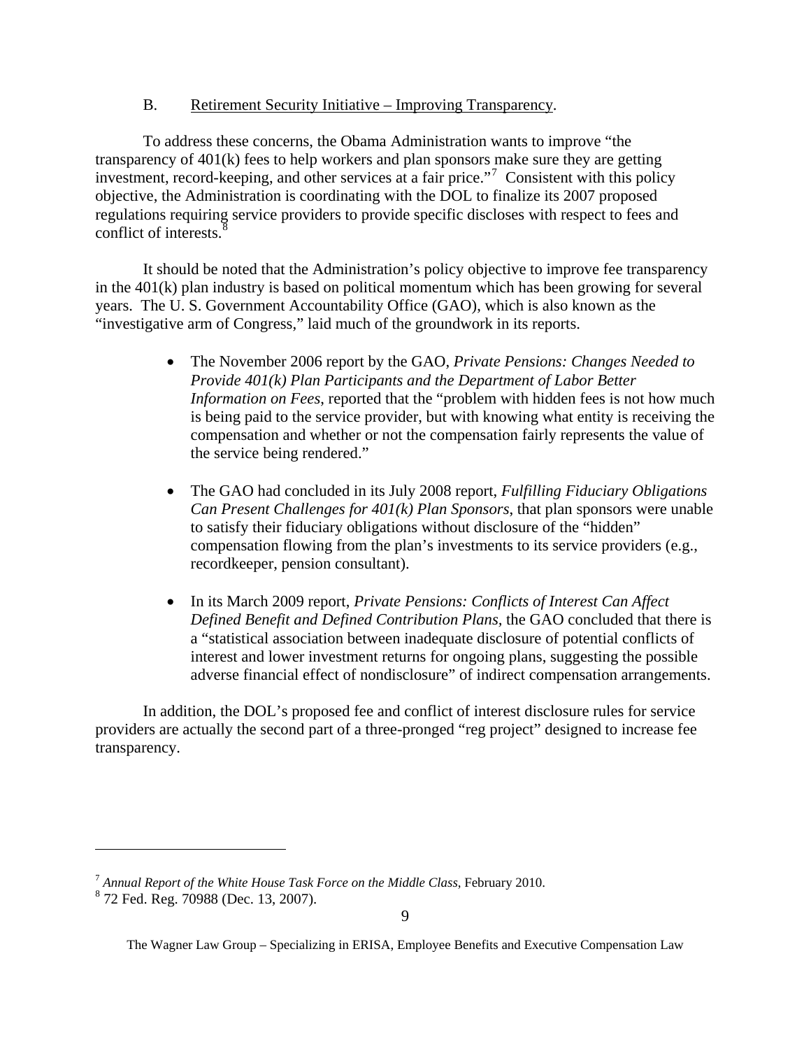B. <u>Retirement Security Initiative – Improving Transparency</u>.

To address these concerns, the Obama Administration wants to improve "the transparency of 401(k) fees to help workers and plan sponsors make sure they are getting investment, record-keeping, and other services at a fair price."[7] Consistent with this policy objective, the Administration is coordinating with the DOL to finalize its 2007 proposed regulations requiring service providers to provide specific discloses with respect to fees and conflict of interests.[8]

It should be noted that the Administration's policy objective to improve fee transparency in the 401(k) plan industry is based on political momentum which has been growing for several years. The U. S. Government Accountability Office (GAO), which is also known as the "investigative arm of Congress," laid much of the groundwork in its reports.

- The November 2006 report by the GAO, *Private Pensions: Changes Needed to Provide 401(k) Plan Participants and the Department of Labor Better Information on Fees*, reported that the "problem with hidden fees is not how much is being paid to the service provider, but with knowing what entity is receiving the compensation and whether or not the compensation fairly represents the value of the service being rendered."

- The GAO had concluded in its July 2008 report, *Fulfilling Fiduciary Obligations Can Present Challenges for 401(k) Plan Sponsors*, that plan sponsors were unable to satisfy their fiduciary obligations without disclosure of the "hidden" compensation flowing from the plan's investments to its service providers (e.g., recordkeeper, pension consultant).

- In its March 2009 report, *Private Pensions: Conflicts of Interest Can Affect Defined Benefit and Defined Contribution Plans*, the GAO concluded that there is a "statistical association between inadequate disclosure of potential conflicts of interest and lower investment returns for ongoing plans, suggesting the possible adverse financial effect of nondisclosure" of indirect compensation arrangements.

In addition, the DOL's proposed fee and conflict of interest disclosure rules for service providers are actually the second part of a three-pronged "reg project" designed to increase fee transparency.

---

[7] *Annual Report of the White House Task Force on the Middle Class*, February 2010.

[8] 72 Fed. Reg. 70988 (Dec. 13, 2007).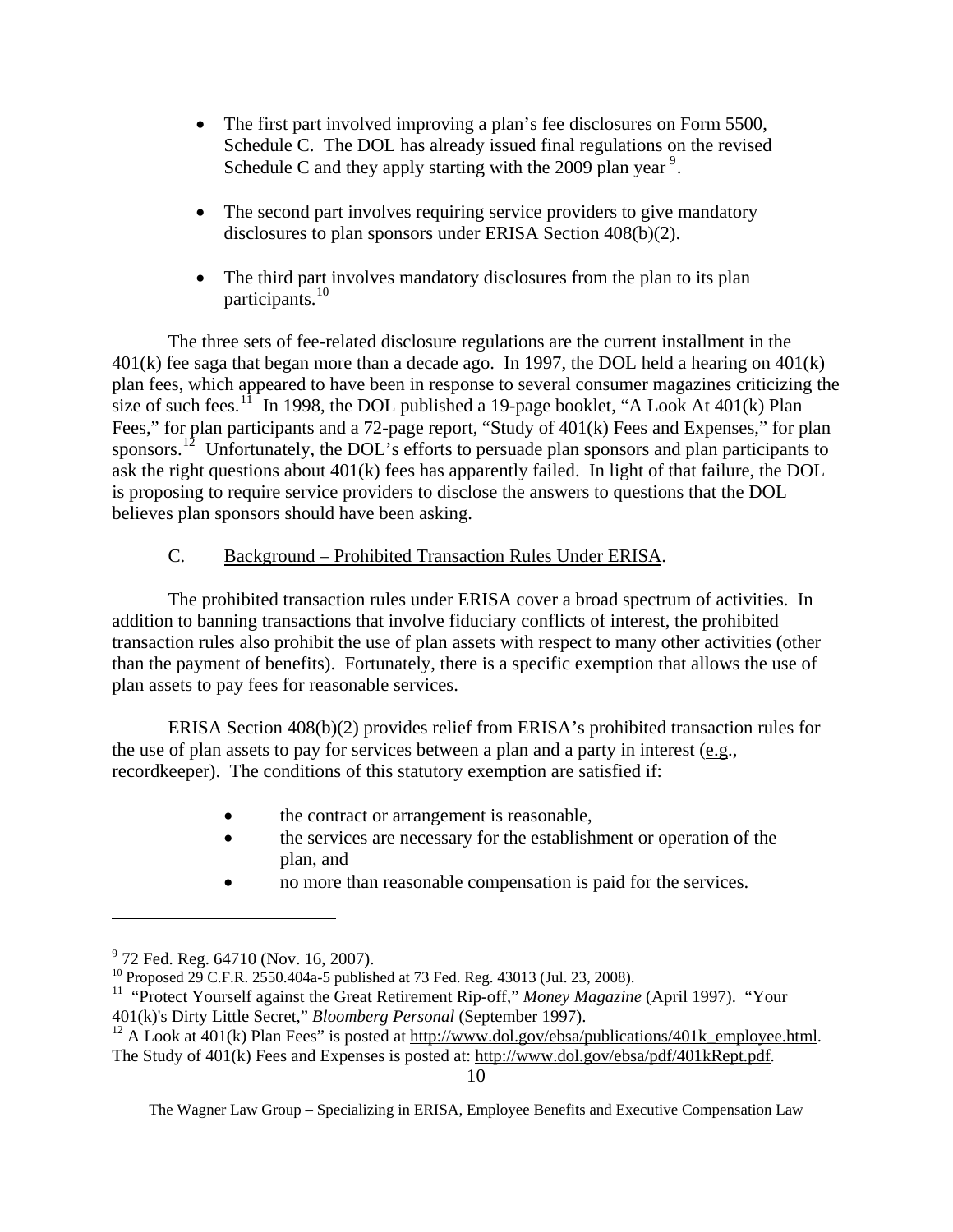- The first part involved improving a plan's fee disclosures on Form 5500, Schedule C. The DOL has already issued final regulations on the revised Schedule C and they apply starting with the 2009 plan year [9].

- The second part involves requiring service providers to give mandatory disclosures to plan sponsors under ERISA Section 408(b)(2).

- The third part involves mandatory disclosures from the plan to its plan participants.[10]

The three sets of fee-related disclosure regulations are the current installment in the 401(k) fee saga that began more than a decade ago. In 1997, the DOL held a hearing on 401(k) plan fees, which appeared to have been in response to several consumer magazines criticizing the size of such fees.[11] In 1998, the DOL published a 19-page booklet, "A Look At 401(k) Plan Fees," for plan participants and a 72-page report, "Study of 401(k) Fees and Expenses," for plan sponsors.[12] Unfortunately, the DOL's efforts to persuade plan sponsors and plan participants to ask the right questions about 401(k) fees has apparently failed. In light of that failure, the DOL is proposing to require service providers to disclose the answers to questions that the DOL believes plan sponsors should have been asking.

C. Background – Prohibited Transaction Rules Under ERISA.

The prohibited transaction rules under ERISA cover a broad spectrum of activities. In addition to banning transactions that involve fiduciary conflicts of interest, the prohibited transaction rules also prohibit the use of plan assets with respect to many other activities (other than the payment of benefits). Fortunately, there is a specific exemption that allows the use of plan assets to pay fees for reasonable services.

ERISA Section 408(b)(2) provides relief from ERISA's prohibited transaction rules for the use of plan assets to pay for services between a plan and a party in interest (e.g., recordkeeper). The conditions of this statutory exemption are satisfied if:

- the contract or arrangement is reasonable,
- the services are necessary for the establishment or operation of the plan, and
- no more than reasonable compensation is paid for the services.

---

[9] 72 Fed. Reg. 64710 (Nov. 16, 2007).

[10] Proposed 29 C.F.R. 2550.404a-5 published at 73 Fed. Reg. 43013 (Jul. 23, 2008).

[11] "Protect Yourself against the Great Retirement Rip-off," *Money Magazine* (April 1997). "Your 401(k)'s Dirty Little Secret," *Bloomberg Personal* (September 1997).

[12] A Look at 401(k) Plan Fees" is posted at http://www.dol.gov/ebsa/publications/401k_employee.html. The Study of 401(k) Fees and Expenses is posted at: http://www.dol.gov/ebsa/pdf/401kRept.pdf.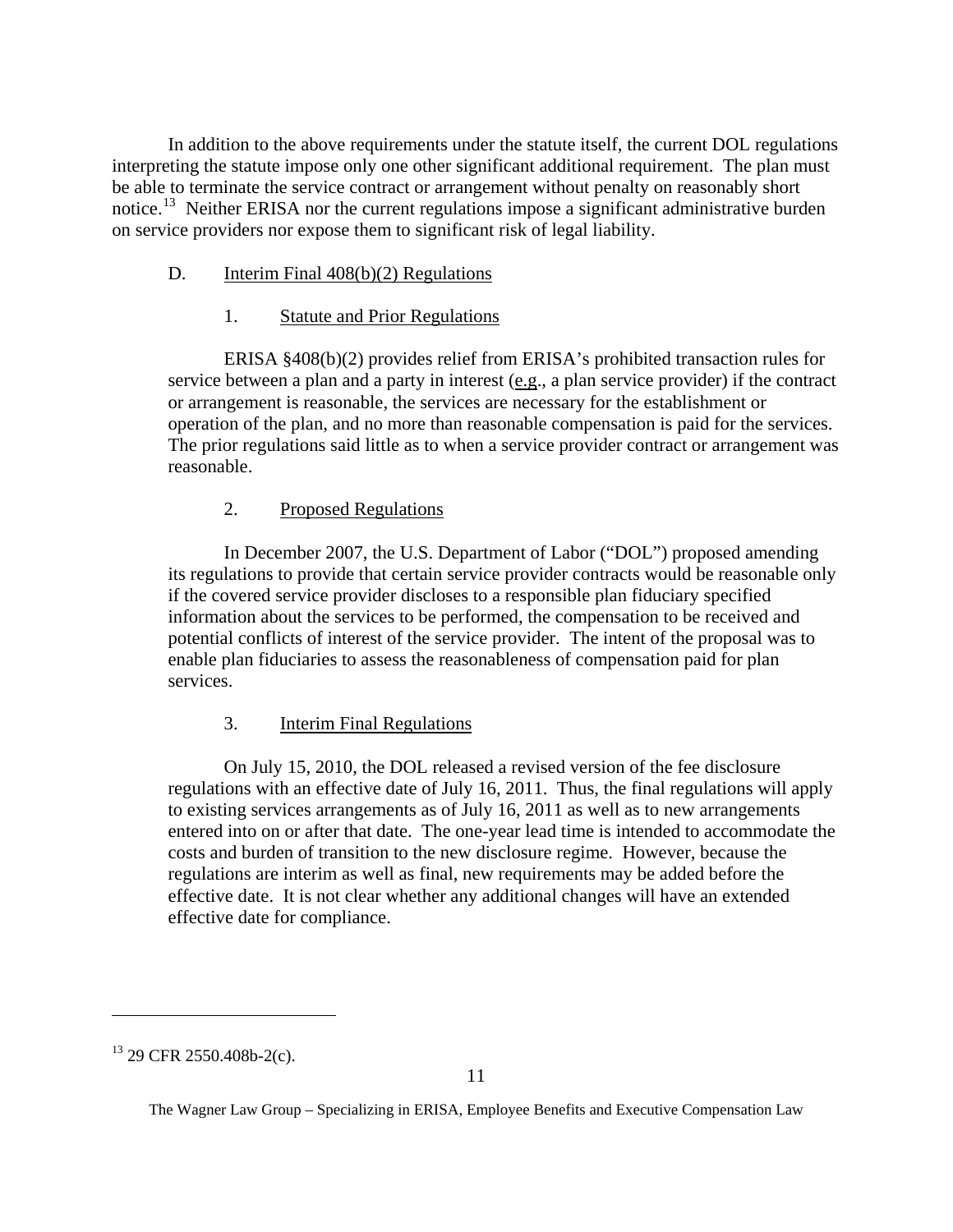In addition to the above requirements under the statute itself, the current DOL regulations interpreting the statute impose only one other significant additional requirement. The plan must be able to terminate the service contract or arrangement without penalty on reasonably short notice.[13] Neither ERISA nor the current regulations impose a significant administrative burden on service providers nor expose them to significant risk of legal liability.

## D. Interim Final 408(b)(2) Regulations

### 1. Statute and Prior Regulations

ERISA §408(b)(2) provides relief from ERISA's prohibited transaction rules for service between a plan and a party in interest (e.g., a plan service provider) if the contract or arrangement is reasonable, the services are necessary for the establishment or operation of the plan, and no more than reasonable compensation is paid for the services. The prior regulations said little as to when a service provider contract or arrangement was reasonable.

### 2. Proposed Regulations

In December 2007, the U.S. Department of Labor ("DOL") proposed amending its regulations to provide that certain service provider contracts would be reasonable only if the covered service provider discloses to a responsible plan fiduciary specified information about the services to be performed, the compensation to be received and potential conflicts of interest of the service provider. The intent of the proposal was to enable plan fiduciaries to assess the reasonableness of compensation paid for plan services.

### 3. Interim Final Regulations

On July 15, 2010, the DOL released a revised version of the fee disclosure regulations with an effective date of July 16, 2011. Thus, the final regulations will apply to existing services arrangements as of July 16, 2011 as well as to new arrangements entered into on or after that date. The one-year lead time is intended to accommodate the costs and burden of transition to the new disclosure regime. However, because the regulations are interim as well as final, new requirements may be added before the effective date. It is not clear whether any additional changes will have an extended effective date for compliance.

---

[13] 29 CFR 2550.408b-2(c).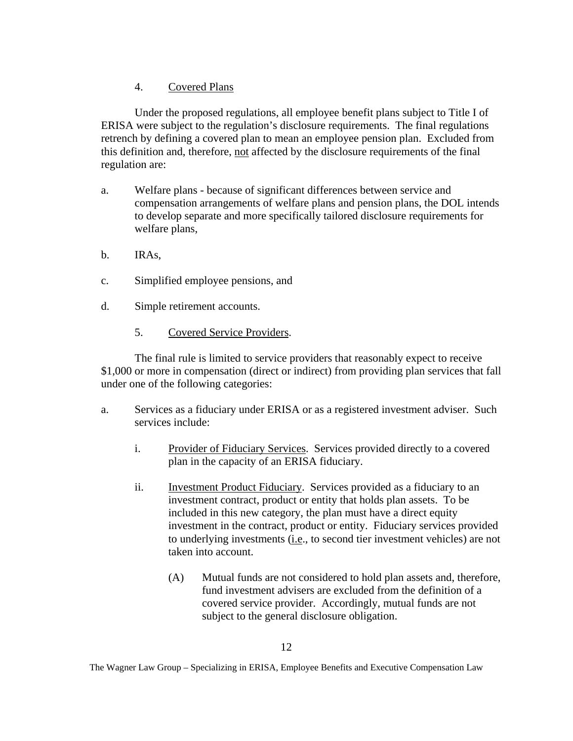4. <u>Covered Plans</u>

Under the proposed regulations, all employee benefit plans subject to Title I of ERISA were subject to the regulation's disclosure requirements. The final regulations retrench by defining a covered plan to mean an employee pension plan. Excluded from this definition and, therefore, <u>not</u> affected by the disclosure requirements of the final regulation are:

a. Welfare plans - because of significant differences between service and compensation arrangements of welfare plans and pension plans, the DOL intends to develop separate and more specifically tailored disclosure requirements for welfare plans,

b. IRAs,

c. Simplified employee pensions, and

d. Simple retirement accounts.

5. <u>Covered Service Providers</u>.

The final rule is limited to service providers that reasonably expect to receive $1,000 or more in compensation (direct or indirect) from providing plan services that fall under one of the following categories:

a. Services as a fiduciary under ERISA or as a registered investment adviser. Such services include:

   i. <u>Provider of Fiduciary Services</u>. Services provided directly to a covered plan in the capacity of an ERISA fiduciary.

   ii. <u>Investment Product Fiduciary</u>. Services provided as a fiduciary to an investment contract, product or entity that holds plan assets. To be included in this new category, the plan must have a direct equity investment in the contract, product or entity. Fiduciary services provided to underlying investments (<u>i.e</u>., to second tier investment vehicles) are not taken into account.

      (A) Mutual funds are not considered to hold plan assets and, therefore, fund investment advisers are excluded from the definition of a covered service provider. Accordingly, mutual funds are not subject to the general disclosure obligation.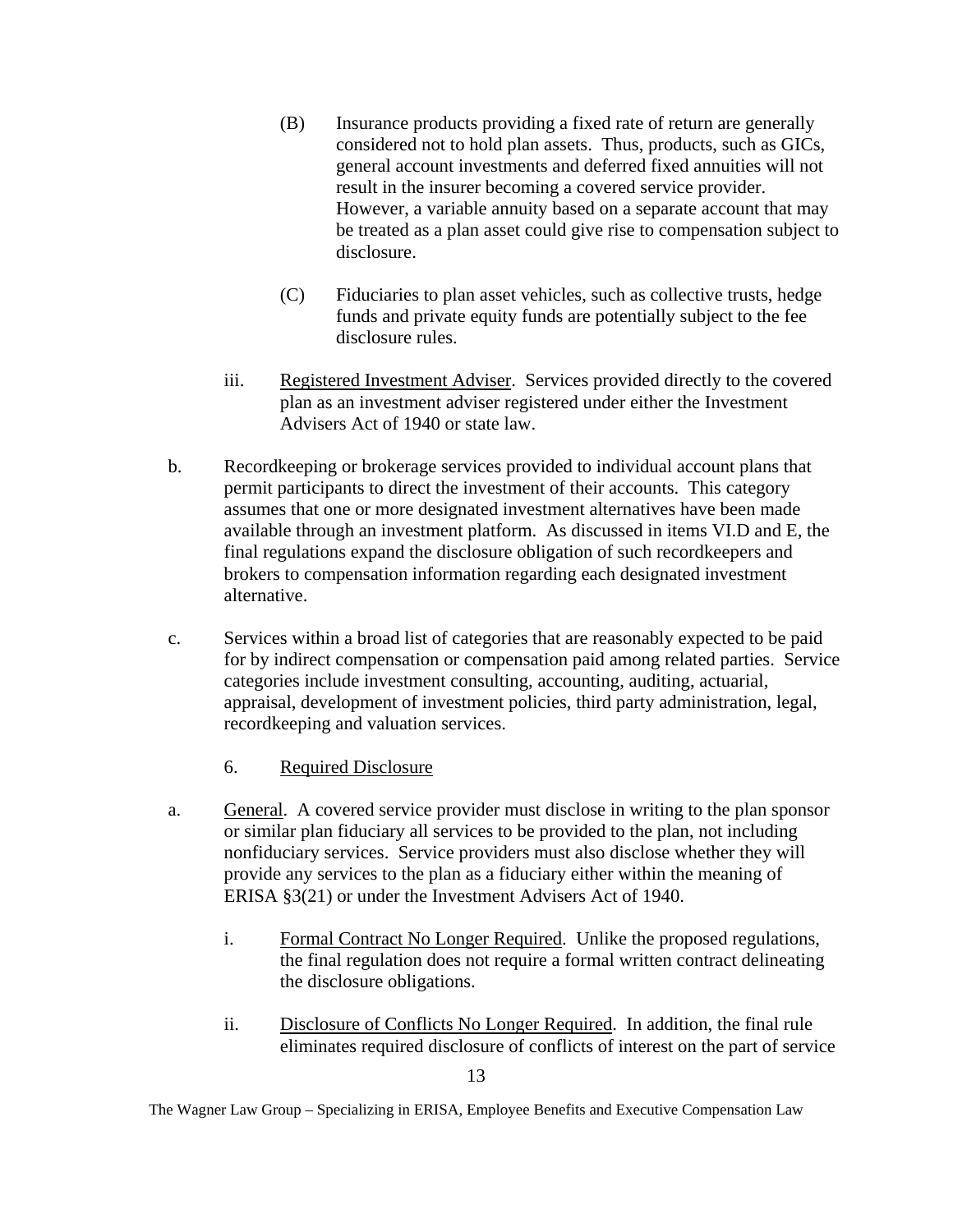(B) Insurance products providing a fixed rate of return are generally considered not to hold plan assets. Thus, products, such as GICs, general account investments and deferred fixed annuities will not result in the insurer becoming a covered service provider. However, a variable annuity based on a separate account that may be treated as a plan asset could give rise to compensation subject to disclosure.

(C) Fiduciaries to plan asset vehicles, such as collective trusts, hedge funds and private equity funds are potentially subject to the fee disclosure rules.

iii. Registered Investment Adviser. Services provided directly to the covered plan as an investment adviser registered under either the Investment Advisers Act of 1940 or state law.

b. Recordkeeping or brokerage services provided to individual account plans that permit participants to direct the investment of their accounts. This category assumes that one or more designated investment alternatives have been made available through an investment platform. As discussed in items VI.D and E, the final regulations expand the disclosure obligation of such recordkeepers and brokers to compensation information regarding each designated investment alternative.

c. Services within a broad list of categories that are reasonably expected to be paid for by indirect compensation or compensation paid among related parties. Service categories include investment consulting, accounting, auditing, actuarial, appraisal, development of investment policies, third party administration, legal, recordkeeping and valuation services.

6. Required Disclosure

a. General. A covered service provider must disclose in writing to the plan sponsor or similar plan fiduciary all services to be provided to the plan, not including nonfiduciary services. Service providers must also disclose whether they will provide any services to the plan as a fiduciary either within the meaning of ERISA §3(21) or under the Investment Advisers Act of 1940.

i. Formal Contract No Longer Required. Unlike the proposed regulations, the final regulation does not require a formal written contract delineating the disclosure obligations.

ii. Disclosure of Conflicts No Longer Required. In addition, the final rule eliminates required disclosure of conflicts of interest on the part of service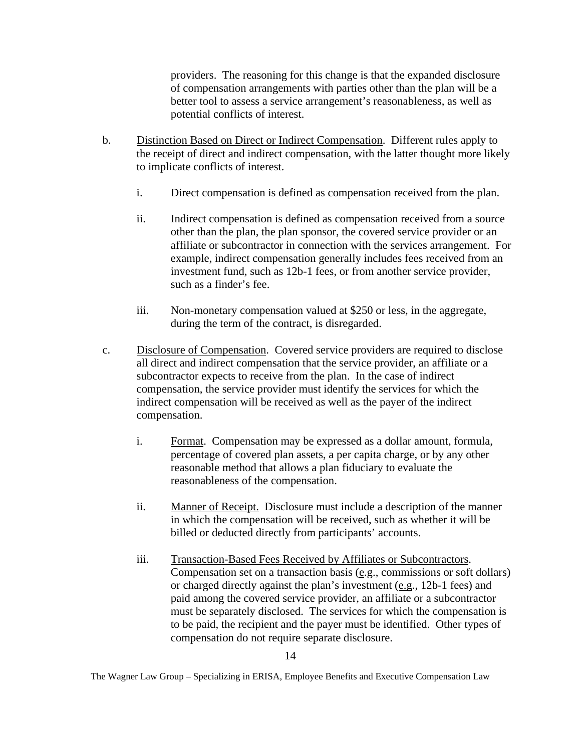providers. The reasoning for this change is that the expanded disclosure of compensation arrangements with parties other than the plan will be a better tool to assess a service arrangement's reasonableness, as well as potential conflicts of interest.

b. Distinction Based on Direct or Indirect Compensation. Different rules apply to the receipt of direct and indirect compensation, with the latter thought more likely to implicate conflicts of interest.

   i. Direct compensation is defined as compensation received from the plan.

   ii. Indirect compensation is defined as compensation received from a source other than the plan, the plan sponsor, the covered service provider or an affiliate or subcontractor in connection with the services arrangement. For example, indirect compensation generally includes fees received from an investment fund, such as 12b-1 fees, or from another service provider, such as a finder's fee.

   iii. Non-monetary compensation valued at $250 or less, in the aggregate, during the term of the contract, is disregarded.

c. Disclosure of Compensation. Covered service providers are required to disclose all direct and indirect compensation that the service provider, an affiliate or a subcontractor expects to receive from the plan. In the case of indirect compensation, the service provider must identify the services for which the indirect compensation will be received as well as the payer of the indirect compensation.

   i. Format. Compensation may be expressed as a dollar amount, formula, percentage of covered plan assets, a per capita charge, or by any other reasonable method that allows a plan fiduciary to evaluate the reasonableness of the compensation.

   ii. Manner of Receipt. Disclosure must include a description of the manner in which the compensation will be received, such as whether it will be billed or deducted directly from participants' accounts.

   iii. Transaction-Based Fees Received by Affiliates or Subcontractors. Compensation set on a transaction basis (e.g., commissions or soft dollars) or charged directly against the plan's investment (e.g., 12b-1 fees) and paid among the covered service provider, an affiliate or a subcontractor must be separately disclosed. The services for which the compensation is to be paid, the recipient and the payer must be identified. Other types of compensation do not require separate disclosure.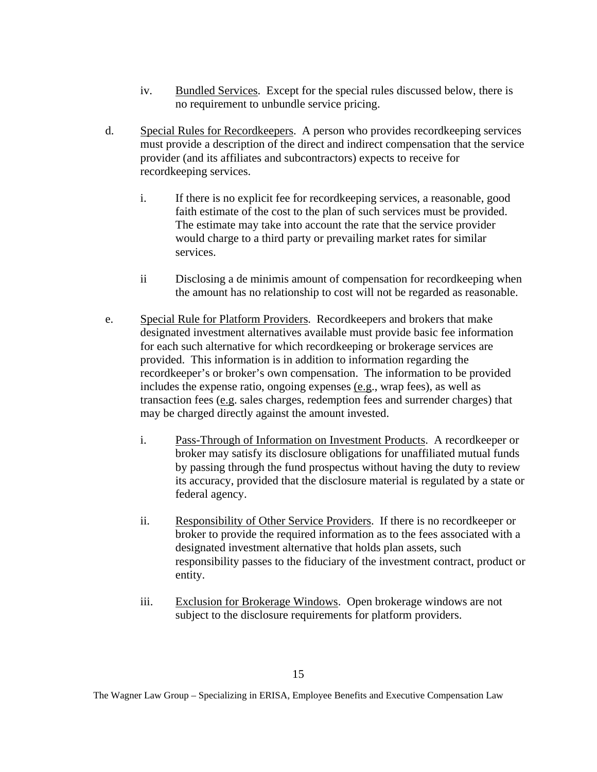iv. <u>Bundled Services</u>. Except for the special rules discussed below, there is no requirement to unbundle service pricing.

d. <u>Special Rules for Recordkeepers</u>. A person who provides recordkeeping services must provide a description of the direct and indirect compensation that the service provider (and its affiliates and subcontractors) expects to receive for recordkeeping services.

i. If there is no explicit fee for recordkeeping services, a reasonable, good faith estimate of the cost to the plan of such services must be provided. The estimate may take into account the rate that the service provider would charge to a third party or prevailing market rates for similar services.

ii Disclosing a de minimis amount of compensation for recordkeeping when the amount has no relationship to cost will not be regarded as reasonable.

e. <u>Special Rule for Platform Providers</u>. Recordkeepers and brokers that make designated investment alternatives available must provide basic fee information for each such alternative for which recordkeeping or brokerage services are provided. This information is in addition to information regarding the recordkeeper's or broker's own compensation. The information to be provided includes the expense ratio, ongoing expenses (<u>e.g</u>., wrap fees), as well as transaction fees (<u>e.g</u>. sales charges, redemption fees and surrender charges) that may be charged directly against the amount invested.

i. <u>Pass-Through of Information on Investment Products</u>. A recordkeeper or broker may satisfy its disclosure obligations for unaffiliated mutual funds by passing through the fund prospectus without having the duty to review its accuracy, provided that the disclosure material is regulated by a state or federal agency.

ii. <u>Responsibility of Other Service Providers</u>. If there is no recordkeeper or broker to provide the required information as to the fees associated with a designated investment alternative that holds plan assets, such responsibility passes to the fiduciary of the investment contract, product or entity.

iii. <u>Exclusion for Brokerage Windows</u>. Open brokerage windows are not subject to the disclosure requirements for platform providers.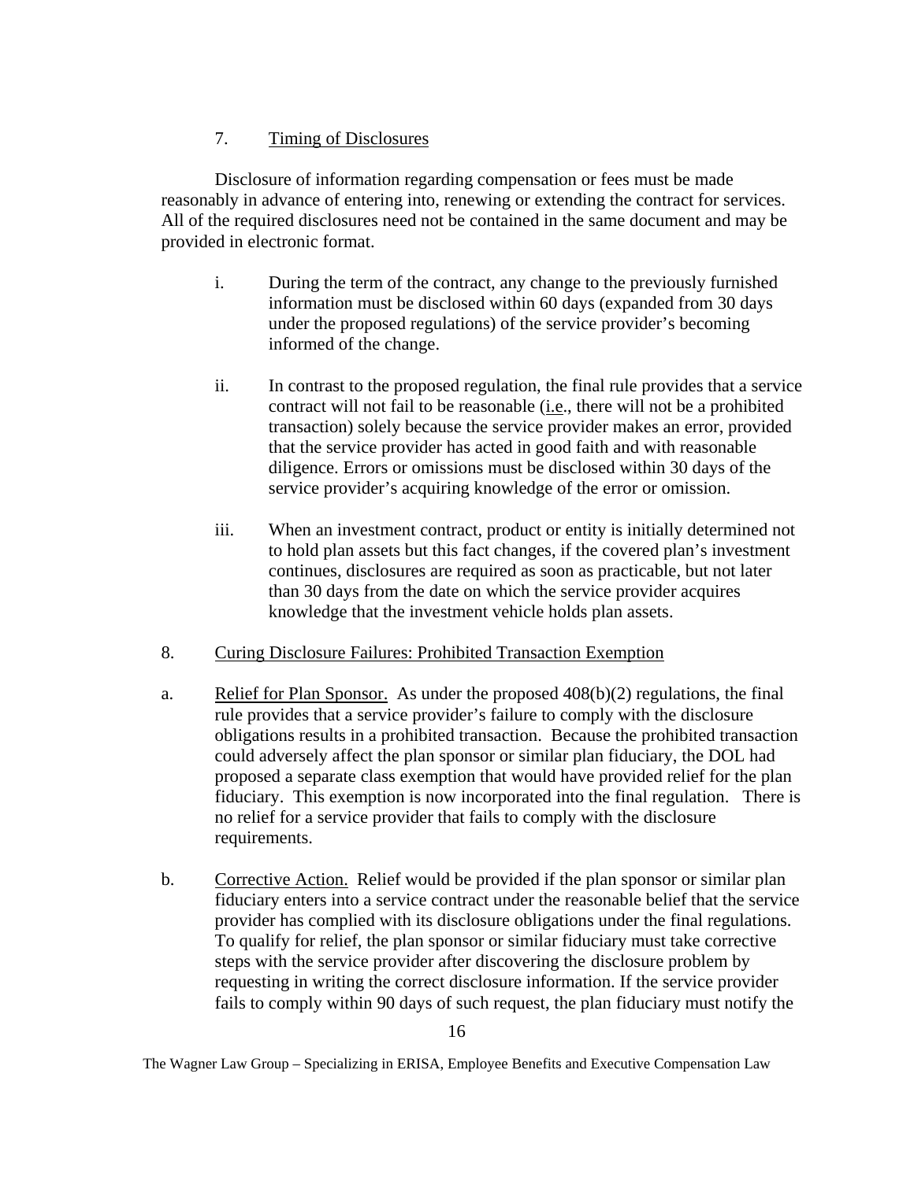7. <u>Timing of Disclosures</u>

Disclosure of information regarding compensation or fees must be made reasonably in advance of entering into, renewing or extending the contract for services. All of the required disclosures need not be contained in the same document and may be provided in electronic format.

i. During the term of the contract, any change to the previously furnished information must be disclosed within 60 days (expanded from 30 days under the proposed regulations) of the service provider's becoming informed of the change.

ii. In contrast to the proposed regulation, the final rule provides that a service contract will not fail to be reasonable (<u>i.e</u>., there will not be a prohibited transaction) solely because the service provider makes an error, provided that the service provider has acted in good faith and with reasonable diligence. Errors or omissions must be disclosed within 30 days of the service provider's acquiring knowledge of the error or omission.

iii. When an investment contract, product or entity is initially determined not to hold plan assets but this fact changes, if the covered plan's investment continues, disclosures are required as soon as practicable, but not later than 30 days from the date on which the service provider acquires knowledge that the investment vehicle holds plan assets.

8. <u>Curing Disclosure Failures: Prohibited Transaction Exemption</u>

a. <u>Relief for Plan Sponsor.</u> As under the proposed 408(b)(2) regulations, the final rule provides that a service provider's failure to comply with the disclosure obligations results in a prohibited transaction. Because the prohibited transaction could adversely affect the plan sponsor or similar plan fiduciary, the DOL had proposed a separate class exemption that would have provided relief for the plan fiduciary. This exemption is now incorporated into the final regulation. There is no relief for a service provider that fails to comply with the disclosure requirements.

b. <u>Corrective Action.</u> Relief would be provided if the plan sponsor or similar plan fiduciary enters into a service contract under the reasonable belief that the service provider has complied with its disclosure obligations under the final regulations. To qualify for relief, the plan sponsor or similar fiduciary must take corrective steps with the service provider after discovering the disclosure problem by requesting in writing the correct disclosure information. If the service provider fails to comply within 90 days of such request, the plan fiduciary must notify the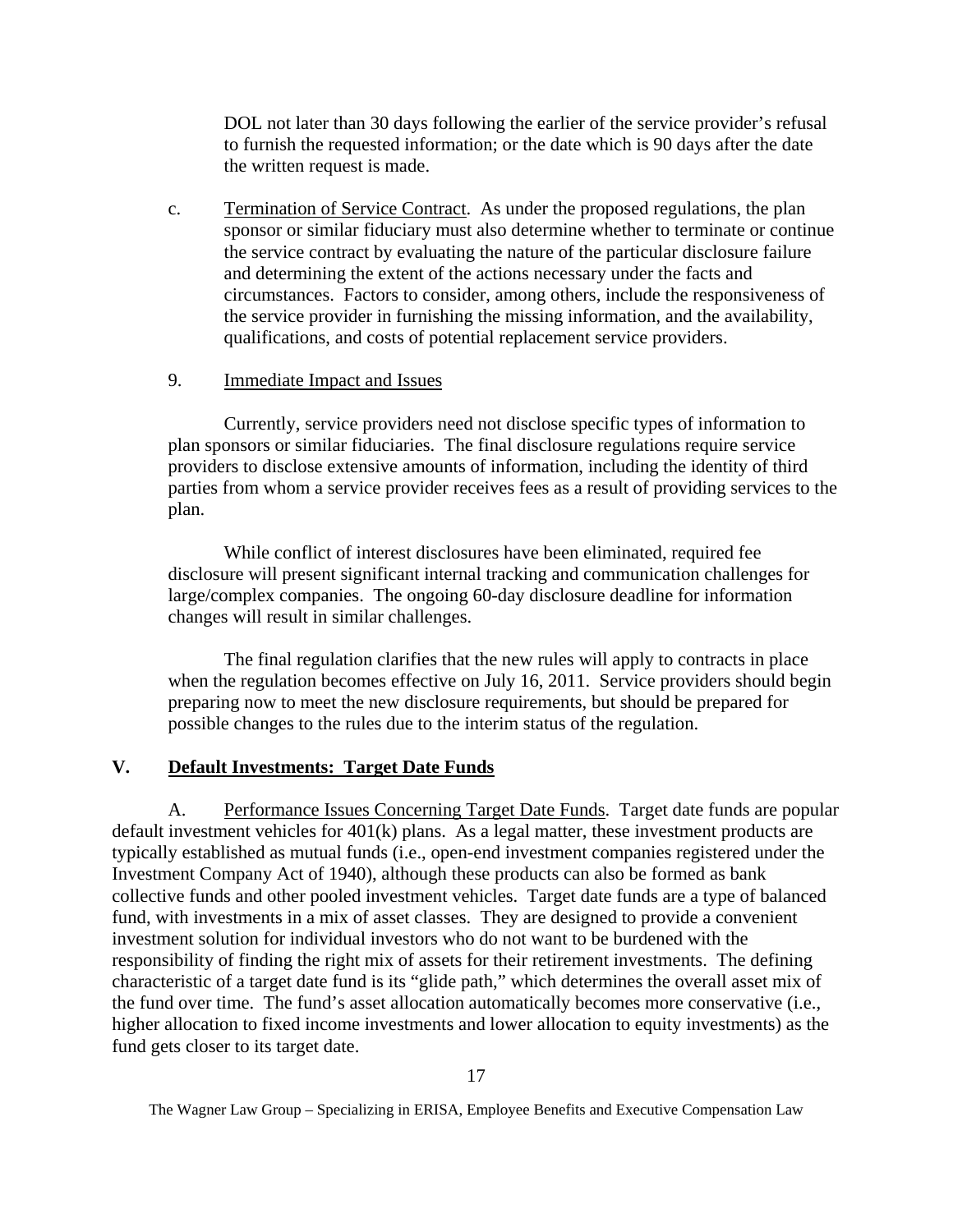DOL not later than 30 days following the earlier of the service provider's refusal to furnish the requested information; or the date which is 90 days after the date the written request is made.

c. Termination of Service Contract. As under the proposed regulations, the plan sponsor or similar fiduciary must also determine whether to terminate or continue the service contract by evaluating the nature of the particular disclosure failure and determining the extent of the actions necessary under the facts and circumstances. Factors to consider, among others, include the responsiveness of the service provider in furnishing the missing information, and the availability, qualifications, and costs of potential replacement service providers.

9. Immediate Impact and Issues

Currently, service providers need not disclose specific types of information to plan sponsors or similar fiduciaries. The final disclosure regulations require service providers to disclose extensive amounts of information, including the identity of third parties from whom a service provider receives fees as a result of providing services to the plan.

While conflict of interest disclosures have been eliminated, required fee disclosure will present significant internal tracking and communication challenges for large/complex companies. The ongoing 60-day disclosure deadline for information changes will result in similar challenges.

The final regulation clarifies that the new rules will apply to contracts in place when the regulation becomes effective on July 16, 2011. Service providers should begin preparing now to meet the new disclosure requirements, but should be prepared for possible changes to the rules due to the interim status of the regulation.

## V. Default Investments: Target Date Funds

A. Performance Issues Concerning Target Date Funds. Target date funds are popular default investment vehicles for 401(k) plans. As a legal matter, these investment products are typically established as mutual funds (i.e., open-end investment companies registered under the Investment Company Act of 1940), although these products can also be formed as bank collective funds and other pooled investment vehicles. Target date funds are a type of balanced fund, with investments in a mix of asset classes. They are designed to provide a convenient investment solution for individual investors who do not want to be burdened with the responsibility of finding the right mix of assets for their retirement investments. The defining characteristic of a target date fund is its "glide path," which determines the overall asset mix of the fund over time. The fund's asset allocation automatically becomes more conservative (i.e., higher allocation to fixed income investments and lower allocation to equity investments) as the fund gets closer to its target date.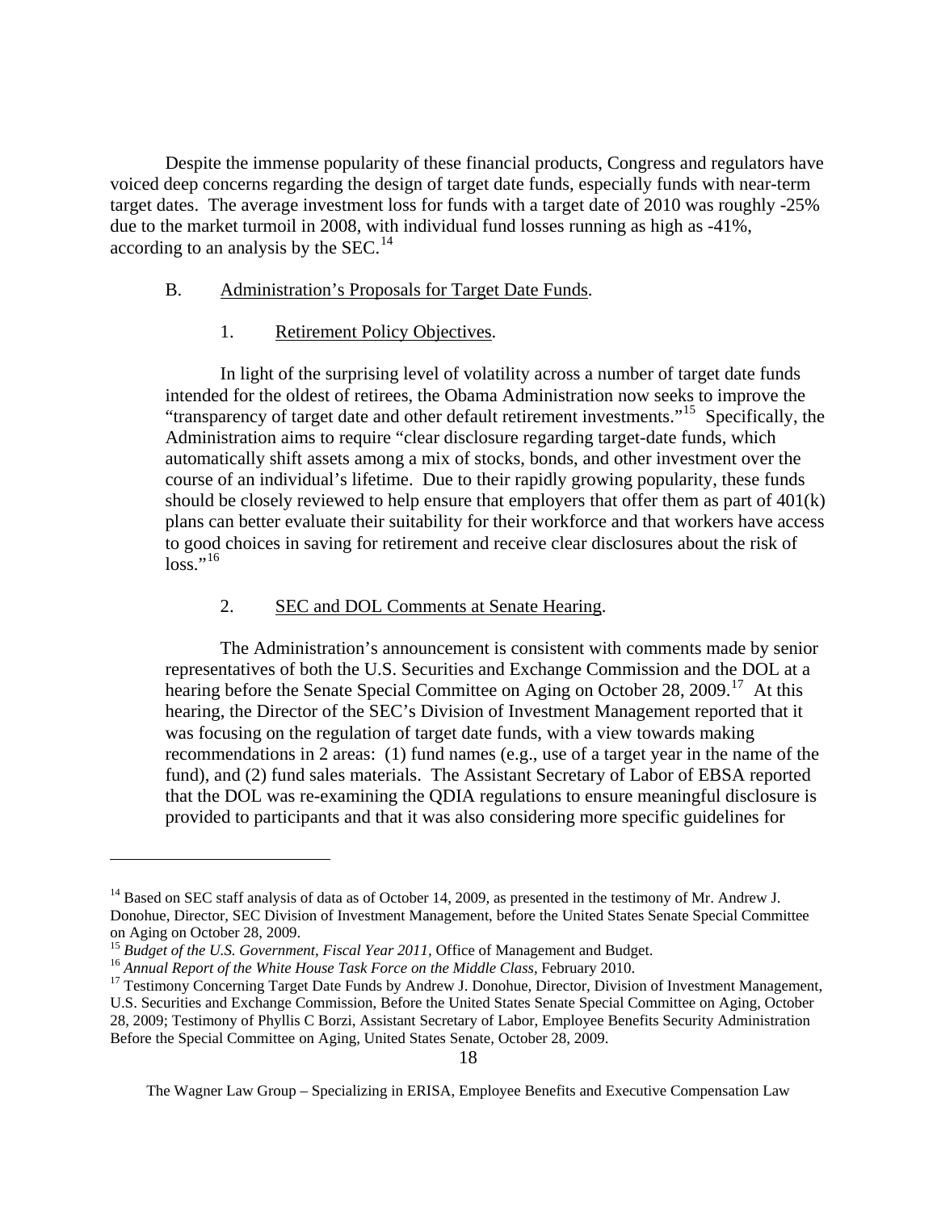Despite the immense popularity of these financial products, Congress and regulators have voiced deep concerns regarding the design of target date funds, especially funds with near-term target dates. The average investment loss for funds with a target date of 2010 was roughly -25% due to the market turmoil in 2008, with individual fund losses running as high as -41%, according to an analysis by the SEC.[14]

B. Administration's Proposals for Target Date Funds.

1. Retirement Policy Objectives.

In light of the surprising level of volatility across a number of target date funds intended for the oldest of retirees, the Obama Administration now seeks to improve the "transparency of target date and other default retirement investments."[15] Specifically, the Administration aims to require "clear disclosure regarding target-date funds, which automatically shift assets among a mix of stocks, bonds, and other investment over the course of an individual's lifetime. Due to their rapidly growing popularity, these funds should be closely reviewed to help ensure that employers that offer them as part of 401(k) plans can better evaluate their suitability for their workforce and that workers have access to good choices in saving for retirement and receive clear disclosures about the risk of loss."[16]

2. SEC and DOL Comments at Senate Hearing.

The Administration's announcement is consistent with comments made by senior representatives of both the U.S. Securities and Exchange Commission and the DOL at a hearing before the Senate Special Committee on Aging on October 28, 2009.[17] At this hearing, the Director of the SEC's Division of Investment Management reported that it was focusing on the regulation of target date funds, with a view towards making recommendations in 2 areas: (1) fund names (e.g., use of a target year in the name of the fund), and (2) fund sales materials. The Assistant Secretary of Labor of EBSA reported that the DOL was re-examining the QDIA regulations to ensure meaningful disclosure is provided to participants and that it was also considering more specific guidelines for

---

[14] Based on SEC staff analysis of data as of October 14, 2009, as presented in the testimony of Mr. Andrew J. Donohue, Director, SEC Division of Investment Management, before the United States Senate Special Committee on Aging on October 28, 2009.

[15] *Budget of the U.S. Government, Fiscal Year 2011*, Office of Management and Budget.

[16] *Annual Report of the White House Task Force on the Middle Class*, February 2010.

[17] Testimony Concerning Target Date Funds by Andrew J. Donohue, Director, Division of Investment Management, U.S. Securities and Exchange Commission, Before the United States Senate Special Committee on Aging, October 28, 2009; Testimony of Phyllis C Borzi, Assistant Secretary of Labor, Employee Benefits Security Administration Before the Special Committee on Aging, United States Senate, October 28, 2009.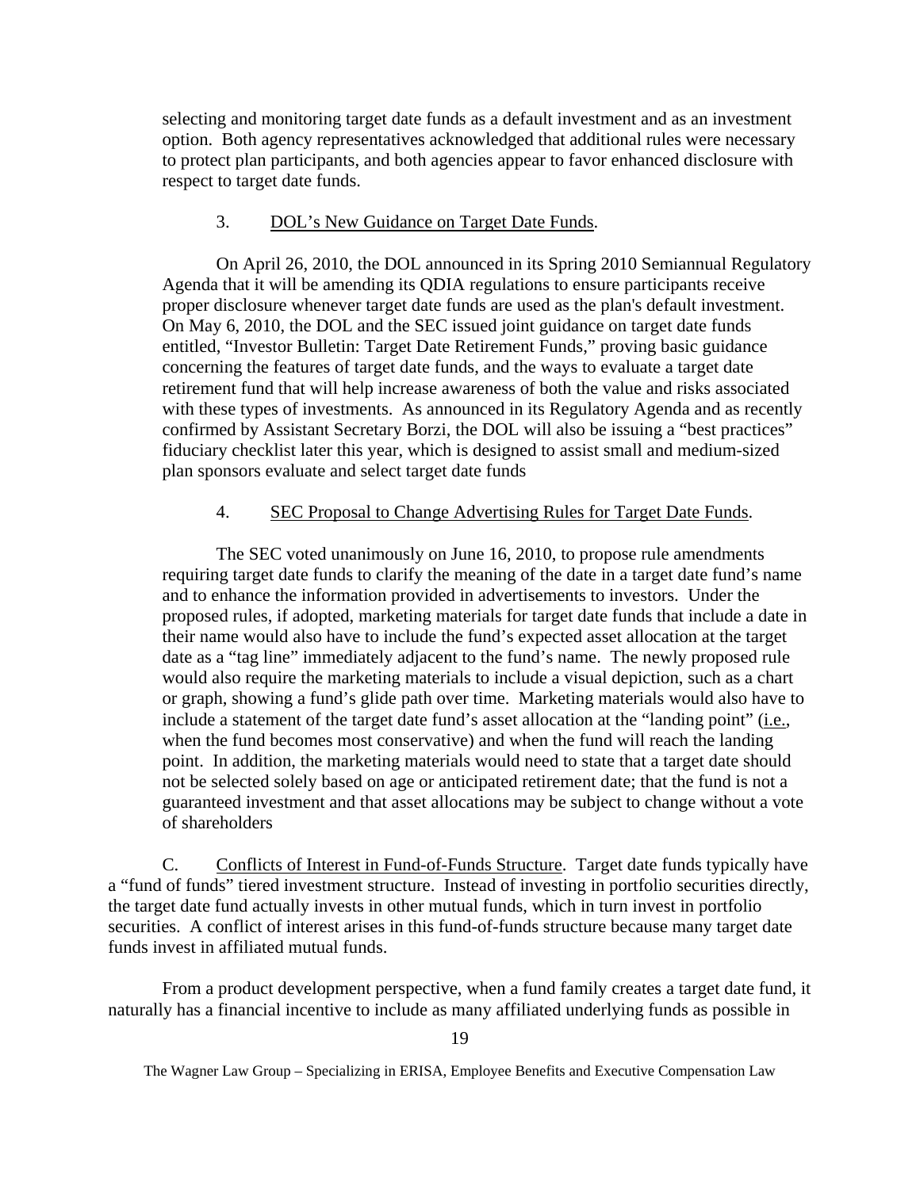selecting and monitoring target date funds as a default investment and as an investment option. Both agency representatives acknowledged that additional rules were necessary to protect plan participants, and both agencies appear to favor enhanced disclosure with respect to target date funds.

3. DOL's New Guidance on Target Date Funds.

On April 26, 2010, the DOL announced in its Spring 2010 Semiannual Regulatory Agenda that it will be amending its QDIA regulations to ensure participants receive proper disclosure whenever target date funds are used as the plan's default investment. On May 6, 2010, the DOL and the SEC issued joint guidance on target date funds entitled, "Investor Bulletin: Target Date Retirement Funds," proving basic guidance concerning the features of target date funds, and the ways to evaluate a target date retirement fund that will help increase awareness of both the value and risks associated with these types of investments. As announced in its Regulatory Agenda and as recently confirmed by Assistant Secretary Borzi, the DOL will also be issuing a "best practices" fiduciary checklist later this year, which is designed to assist small and medium-sized plan sponsors evaluate and select target date funds

4. SEC Proposal to Change Advertising Rules for Target Date Funds.

The SEC voted unanimously on June 16, 2010, to propose rule amendments requiring target date funds to clarify the meaning of the date in a target date fund's name and to enhance the information provided in advertisements to investors. Under the proposed rules, if adopted, marketing materials for target date funds that include a date in their name would also have to include the fund's expected asset allocation at the target date as a "tag line" immediately adjacent to the fund's name. The newly proposed rule would also require the marketing materials to include a visual depiction, such as a chart or graph, showing a fund's glide path over time. Marketing materials would also have to include a statement of the target date fund's asset allocation at the "landing point" (i.e., when the fund becomes most conservative) and when the fund will reach the landing point. In addition, the marketing materials would need to state that a target date should not be selected solely based on age or anticipated retirement date; that the fund is not a guaranteed investment and that asset allocations may be subject to change without a vote of shareholders

C. Conflicts of Interest in Fund-of-Funds Structure. Target date funds typically have a "fund of funds" tiered investment structure. Instead of investing in portfolio securities directly, the target date fund actually invests in other mutual funds, which in turn invest in portfolio securities. A conflict of interest arises in this fund-of-funds structure because many target date funds invest in affiliated mutual funds.

From a product development perspective, when a fund family creates a target date fund, it naturally has a financial incentive to include as many affiliated underlying funds as possible in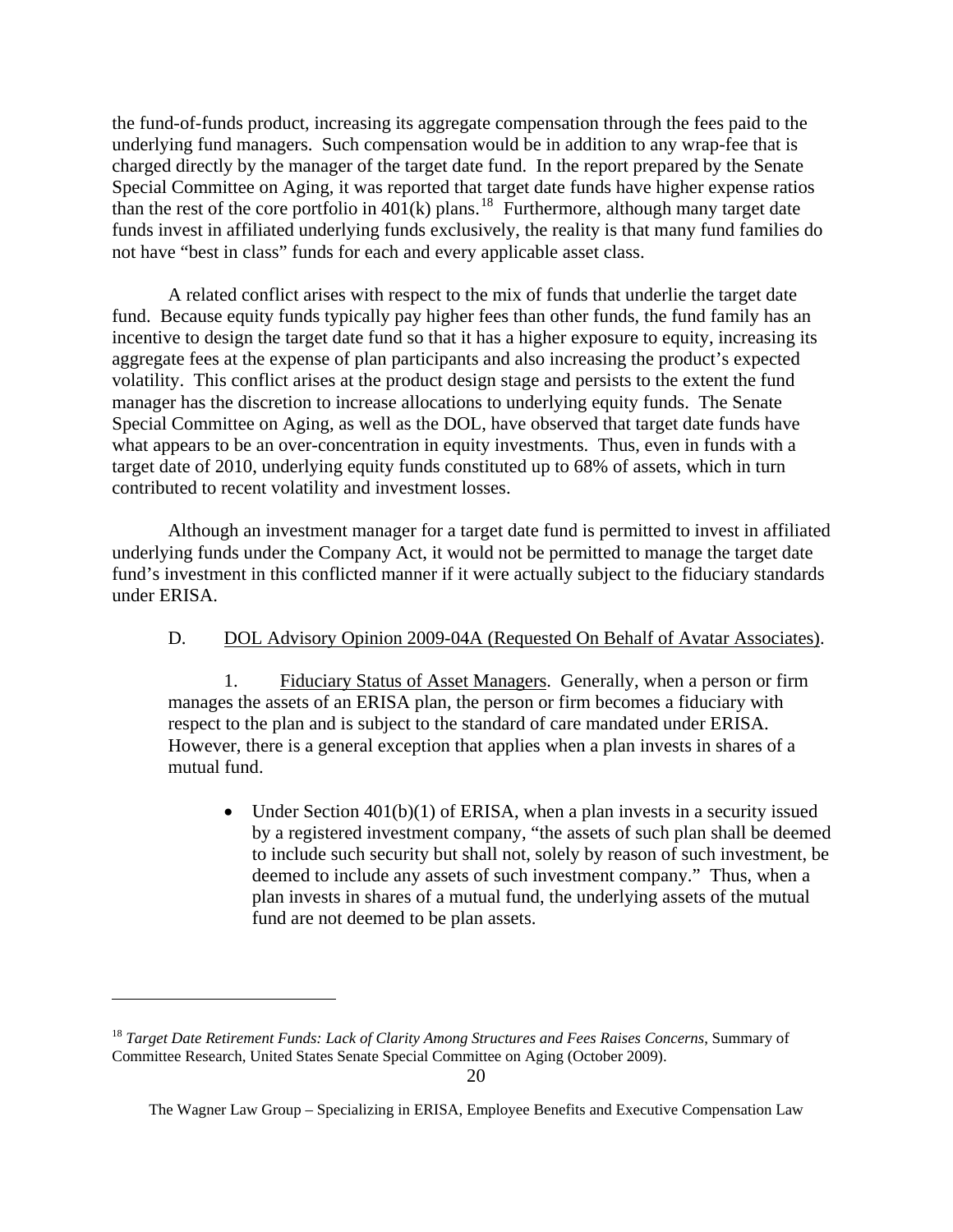the fund-of-funds product, increasing its aggregate compensation through the fees paid to the underlying fund managers. Such compensation would be in addition to any wrap-fee that is charged directly by the manager of the target date fund. In the report prepared by the Senate Special Committee on Aging, it was reported that target date funds have higher expense ratios than the rest of the core portfolio in 401(k) plans.[18] Furthermore, although many target date funds invest in affiliated underlying funds exclusively, the reality is that many fund families do not have "best in class" funds for each and every applicable asset class.

A related conflict arises with respect to the mix of funds that underlie the target date fund. Because equity funds typically pay higher fees than other funds, the fund family has an incentive to design the target date fund so that it has a higher exposure to equity, increasing its aggregate fees at the expense of plan participants and also increasing the product's expected volatility. This conflict arises at the product design stage and persists to the extent the fund manager has the discretion to increase allocations to underlying equity funds. The Senate Special Committee on Aging, as well as the DOL, have observed that target date funds have what appears to be an over-concentration in equity investments. Thus, even in funds with a target date of 2010, underlying equity funds constituted up to 68% of assets, which in turn contributed to recent volatility and investment losses.

Although an investment manager for a target date fund is permitted to invest in affiliated underlying funds under the Company Act, it would not be permitted to manage the target date fund's investment in this conflicted manner if it were actually subject to the fiduciary standards under ERISA.

D. DOL Advisory Opinion 2009-04A (Requested On Behalf of Avatar Associates).

1. Fiduciary Status of Asset Managers. Generally, when a person or firm manages the assets of an ERISA plan, the person or firm becomes a fiduciary with respect to the plan and is subject to the standard of care mandated under ERISA. However, there is a general exception that applies when a plan invests in shares of a mutual fund.

- Under Section 401(b)(1) of ERISA, when a plan invests in a security issued by a registered investment company, "the assets of such plan shall be deemed to include such security but shall not, solely by reason of such investment, be deemed to include any assets of such investment company." Thus, when a plan invests in shares of a mutual fund, the underlying assets of the mutual fund are not deemed to be plan assets.

[18] *Target Date Retirement Funds: Lack of Clarity Among Structures and Fees Raises Concerns*, Summary of Committee Research, United States Senate Special Committee on Aging (October 2009).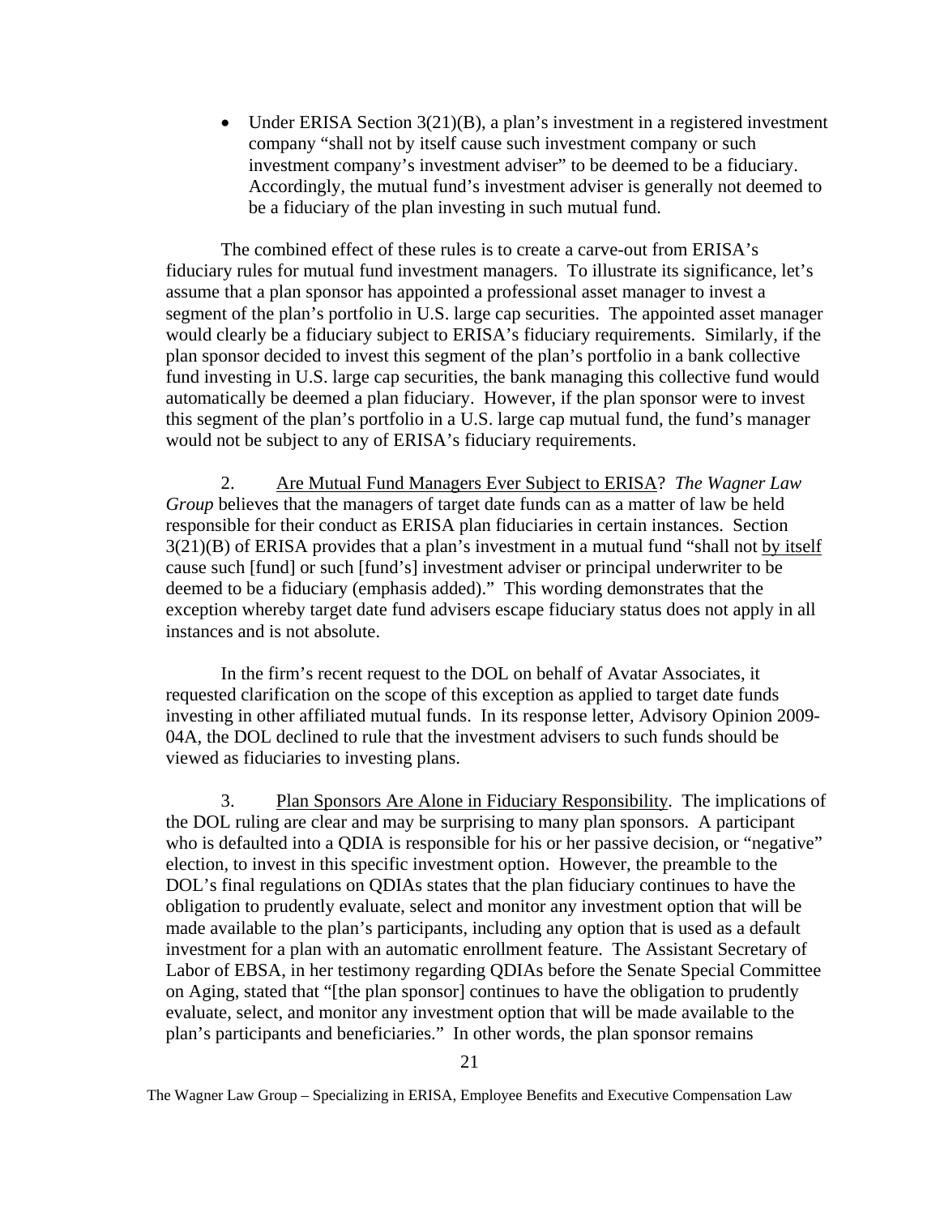- Under ERISA Section 3(21)(B), a plan's investment in a registered investment company "shall not by itself cause such investment company or such investment company's investment adviser" to be deemed to be a fiduciary. Accordingly, the mutual fund's investment adviser is generally not deemed to be a fiduciary of the plan investing in such mutual fund.

The combined effect of these rules is to create a carve-out from ERISA's fiduciary rules for mutual fund investment managers. To illustrate its significance, let's assume that a plan sponsor has appointed a professional asset manager to invest a segment of the plan's portfolio in U.S. large cap securities. The appointed asset manager would clearly be a fiduciary subject to ERISA's fiduciary requirements. Similarly, if the plan sponsor decided to invest this segment of the plan's portfolio in a bank collective fund investing in U.S. large cap securities, the bank managing this collective fund would automatically be deemed a plan fiduciary. However, if the plan sponsor were to invest this segment of the plan's portfolio in a U.S. large cap mutual fund, the fund's manager would not be subject to any of ERISA's fiduciary requirements.

2. Are Mutual Fund Managers Ever Subject to ERISA? *The Wagner Law Group* believes that the managers of target date funds can as a matter of law be held responsible for their conduct as ERISA plan fiduciaries in certain instances. Section 3(21)(B) of ERISA provides that a plan's investment in a mutual fund "shall not by itself cause such [fund] or such [fund's] investment adviser or principal underwriter to be deemed to be a fiduciary (emphasis added)." This wording demonstrates that the exception whereby target date fund advisers escape fiduciary status does not apply in all instances and is not absolute.

In the firm's recent request to the DOL on behalf of Avatar Associates, it requested clarification on the scope of this exception as applied to target date funds investing in other affiliated mutual funds. In its response letter, Advisory Opinion 2009-04A, the DOL declined to rule that the investment advisers to such funds should be viewed as fiduciaries to investing plans.

3. Plan Sponsors Are Alone in Fiduciary Responsibility. The implications of the DOL ruling are clear and may be surprising to many plan sponsors. A participant who is defaulted into a QDIA is responsible for his or her passive decision, or "negative" election, to invest in this specific investment option. However, the preamble to the DOL's final regulations on QDIAs states that the plan fiduciary continues to have the obligation to prudently evaluate, select and monitor any investment option that will be made available to the plan's participants, including any option that is used as a default investment for a plan with an automatic enrollment feature. The Assistant Secretary of Labor of EBSA, in her testimony regarding QDIAs before the Senate Special Committee on Aging, stated that "[the plan sponsor] continues to have the obligation to prudently evaluate, select, and monitor any investment option that will be made available to the plan's participants and beneficiaries." In other words, the plan sponsor remains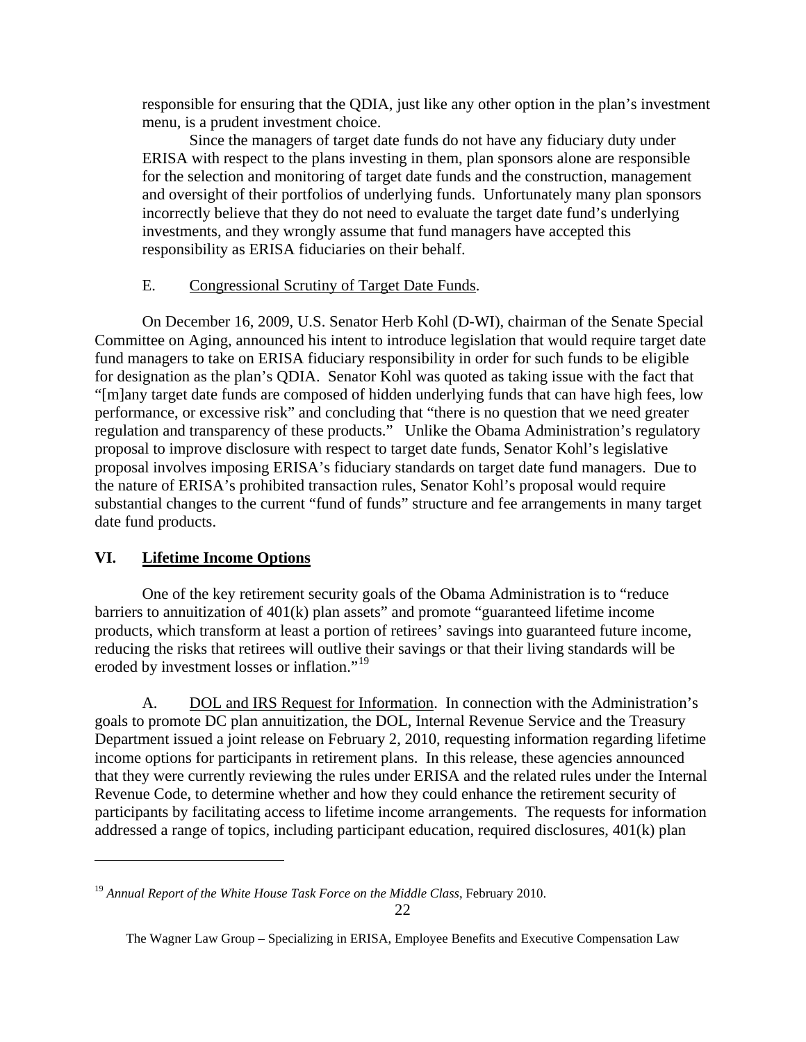responsible for ensuring that the QDIA, just like any other option in the plan's investment menu, is a prudent investment choice.

Since the managers of target date funds do not have any fiduciary duty under ERISA with respect to the plans investing in them, plan sponsors alone are responsible for the selection and monitoring of target date funds and the construction, management and oversight of their portfolios of underlying funds. Unfortunately many plan sponsors incorrectly believe that they do not need to evaluate the target date fund's underlying investments, and they wrongly assume that fund managers have accepted this responsibility as ERISA fiduciaries on their behalf.

### E. Congressional Scrutiny of Target Date Funds.

On December 16, 2009, U.S. Senator Herb Kohl (D-WI), chairman of the Senate Special Committee on Aging, announced his intent to introduce legislation that would require target date fund managers to take on ERISA fiduciary responsibility in order for such funds to be eligible for designation as the plan's QDIA. Senator Kohl was quoted as taking issue with the fact that "[m]any target date funds are composed of hidden underlying funds that can have high fees, low performance, or excessive risk" and concluding that "there is no question that we need greater regulation and transparency of these products." Unlike the Obama Administration's regulatory proposal to improve disclosure with respect to target date funds, Senator Kohl's legislative proposal involves imposing ERISA's fiduciary standards on target date fund managers. Due to the nature of ERISA's prohibited transaction rules, Senator Kohl's proposal would require substantial changes to the current "fund of funds" structure and fee arrangements in many target date fund products.

## VI. Lifetime Income Options

One of the key retirement security goals of the Obama Administration is to "reduce barriers to annuitization of 401(k) plan assets" and promote "guaranteed lifetime income products, which transform at least a portion of retirees' savings into guaranteed future income, reducing the risks that retirees will outlive their savings or that their living standards will be eroded by investment losses or inflation."[19]

A. DOL and IRS Request for Information. In connection with the Administration's goals to promote DC plan annuitization, the DOL, Internal Revenue Service and the Treasury Department issued a joint release on February 2, 2010, requesting information regarding lifetime income options for participants in retirement plans. In this release, these agencies announced that they were currently reviewing the rules under ERISA and the related rules under the Internal Revenue Code, to determine whether and how they could enhance the retirement security of participants by facilitating access to lifetime income arrangements. The requests for information addressed a range of topics, including participant education, required disclosures, 401(k) plan

---

[19] *Annual Report of the White House Task Force on the Middle Class*, February 2010.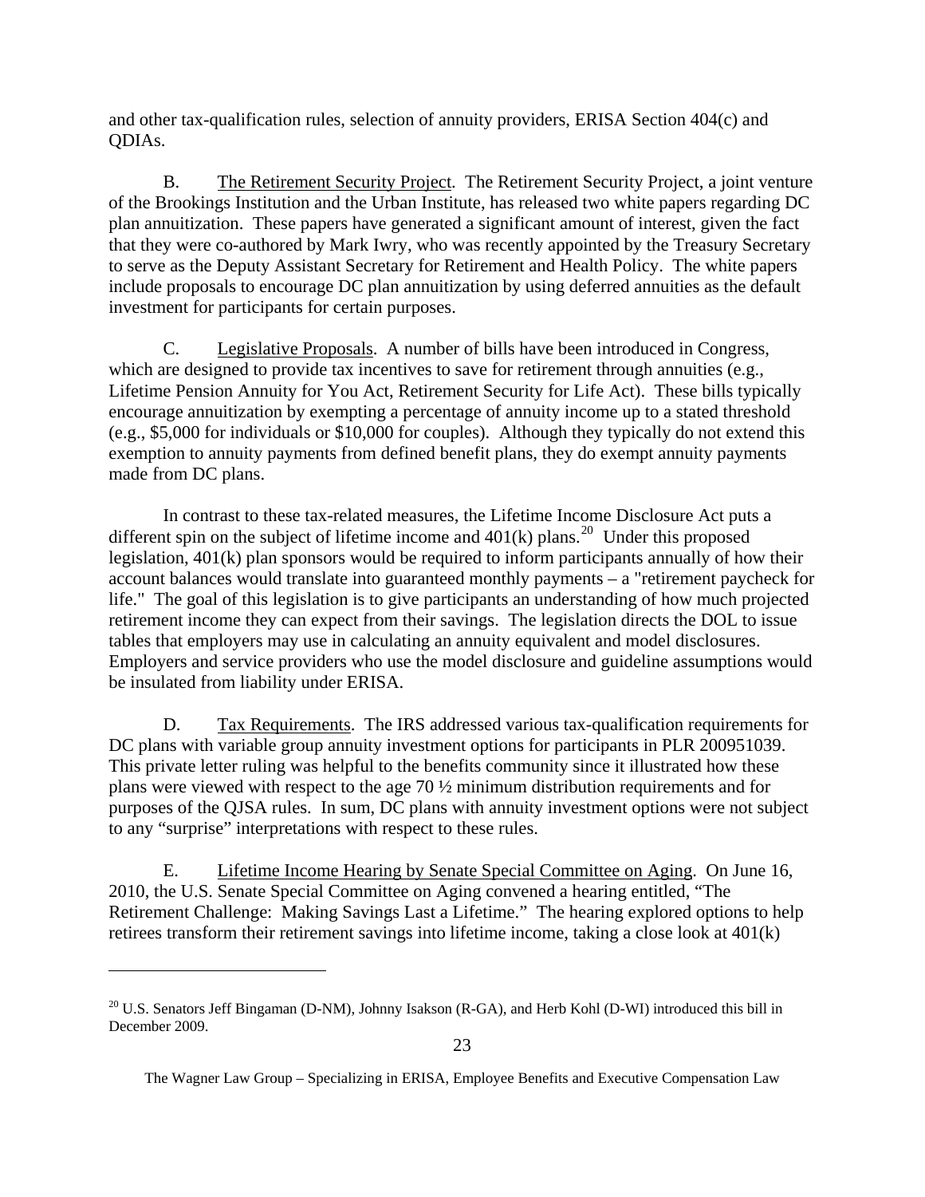and other tax-qualification rules, selection of annuity providers, ERISA Section 404(c) and QDIAs.

B. The Retirement Security Project. The Retirement Security Project, a joint venture of the Brookings Institution and the Urban Institute, has released two white papers regarding DC plan annuitization. These papers have generated a significant amount of interest, given the fact that they were co-authored by Mark Iwry, who was recently appointed by the Treasury Secretary to serve as the Deputy Assistant Secretary for Retirement and Health Policy. The white papers include proposals to encourage DC plan annuitization by using deferred annuities as the default investment for participants for certain purposes.

C. Legislative Proposals. A number of bills have been introduced in Congress, which are designed to provide tax incentives to save for retirement through annuities (e.g., Lifetime Pension Annuity for You Act, Retirement Security for Life Act). These bills typically encourage annuitization by exempting a percentage of annuity income up to a stated threshold (e.g., $5,000 for individuals or $10,000 for couples). Although they typically do not extend this exemption to annuity payments from defined benefit plans, they do exempt annuity payments made from DC plans.

In contrast to these tax-related measures, the Lifetime Income Disclosure Act puts a different spin on the subject of lifetime income and 401(k) plans.[20] Under this proposed legislation, 401(k) plan sponsors would be required to inform participants annually of how their account balances would translate into guaranteed monthly payments – a "retirement paycheck for life." The goal of this legislation is to give participants an understanding of how much projected retirement income they can expect from their savings. The legislation directs the DOL to issue tables that employers may use in calculating an annuity equivalent and model disclosures. Employers and service providers who use the model disclosure and guideline assumptions would be insulated from liability under ERISA.

D. Tax Requirements. The IRS addressed various tax-qualification requirements for DC plans with variable group annuity investment options for participants in PLR 200951039. This private letter ruling was helpful to the benefits community since it illustrated how these plans were viewed with respect to the age 70 ½ minimum distribution requirements and for purposes of the QJSA rules. In sum, DC plans with annuity investment options were not subject to any "surprise" interpretations with respect to these rules.

E. Lifetime Income Hearing by Senate Special Committee on Aging. On June 16, 2010, the U.S. Senate Special Committee on Aging convened a hearing entitled, "The Retirement Challenge: Making Savings Last a Lifetime." The hearing explored options to help retirees transform their retirement savings into lifetime income, taking a close look at 401(k)

---

[20] U.S. Senators Jeff Bingaman (D-NM), Johnny Isakson (R-GA), and Herb Kohl (D-WI) introduced this bill in December 2009.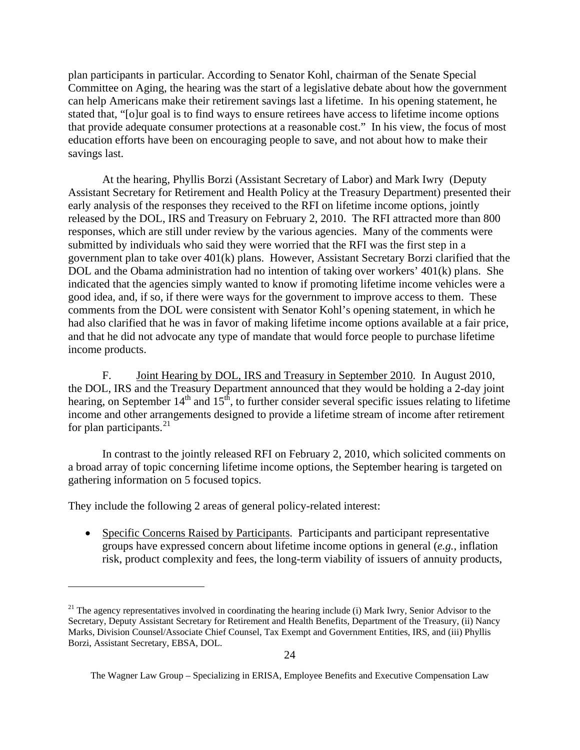plan participants in particular. According to Senator Kohl, chairman of the Senate Special Committee on Aging, the hearing was the start of a legislative debate about how the government can help Americans make their retirement savings last a lifetime. In his opening statement, he stated that, "[o]ur goal is to find ways to ensure retirees have access to lifetime income options that provide adequate consumer protections at a reasonable cost." In his view, the focus of most education efforts have been on encouraging people to save, and not about how to make their savings last.

At the hearing, Phyllis Borzi (Assistant Secretary of Labor) and Mark Iwry (Deputy Assistant Secretary for Retirement and Health Policy at the Treasury Department) presented their early analysis of the responses they received to the RFI on lifetime income options, jointly released by the DOL, IRS and Treasury on February 2, 2010. The RFI attracted more than 800 responses, which are still under review by the various agencies. Many of the comments were submitted by individuals who said they were worried that the RFI was the first step in a government plan to take over 401(k) plans. However, Assistant Secretary Borzi clarified that the DOL and the Obama administration had no intention of taking over workers' 401(k) plans. She indicated that the agencies simply wanted to know if promoting lifetime income vehicles were a good idea, and, if so, if there were ways for the government to improve access to them. These comments from the DOL were consistent with Senator Kohl's opening statement, in which he had also clarified that he was in favor of making lifetime income options available at a fair price, and that he did not advocate any type of mandate that would force people to purchase lifetime income products.

F. Joint Hearing by DOL, IRS and Treasury in September 2010. In August 2010, the DOL, IRS and the Treasury Department announced that they would be holding a 2-day joint hearing, on September 14th and 15th, to further consider several specific issues relating to lifetime income and other arrangements designed to provide a lifetime stream of income after retirement for plan participants.[21]

In contrast to the jointly released RFI on February 2, 2010, which solicited comments on a broad array of topic concerning lifetime income options, the September hearing is targeted on gathering information on 5 focused topics.

They include the following 2 areas of general policy-related interest:

- Specific Concerns Raised by Participants. Participants and participant representative groups have expressed concern about lifetime income options in general (*e.g.*, inflation risk, product complexity and fees, the long-term viability of issuers of annuity products,

[21] The agency representatives involved in coordinating the hearing include (i) Mark Iwry, Senior Advisor to the Secretary, Deputy Assistant Secretary for Retirement and Health Benefits, Department of the Treasury, (ii) Nancy Marks, Division Counsel/Associate Chief Counsel, Tax Exempt and Government Entities, IRS, and (iii) Phyllis Borzi, Assistant Secretary, EBSA, DOL.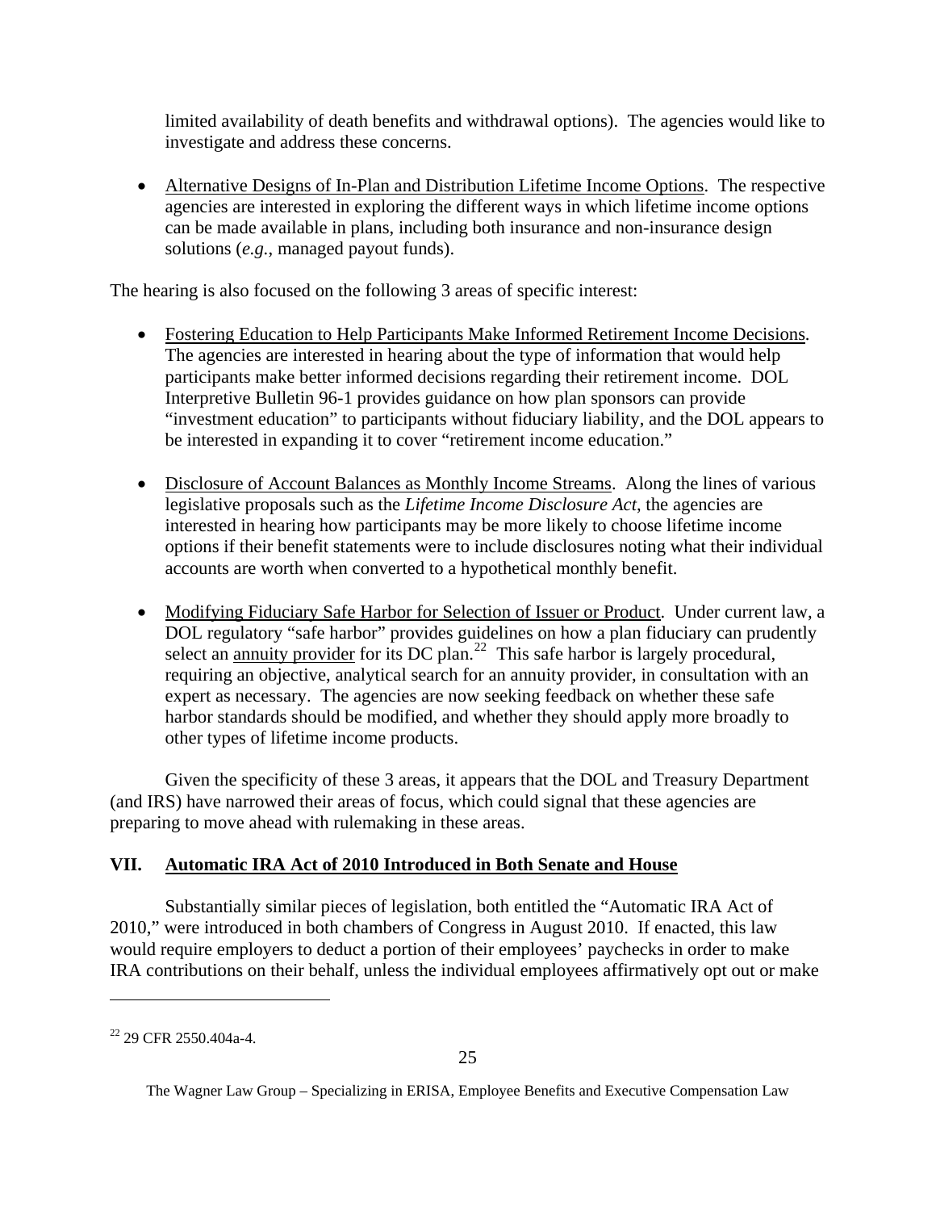limited availability of death benefits and withdrawal options). The agencies would like to investigate and address these concerns.

- Alternative Designs of In-Plan and Distribution Lifetime Income Options. The respective agencies are interested in exploring the different ways in which lifetime income options can be made available in plans, including both insurance and non-insurance design solutions (*e.g.*, managed payout funds).

The hearing is also focused on the following 3 areas of specific interest:

- Fostering Education to Help Participants Make Informed Retirement Income Decisions. The agencies are interested in hearing about the type of information that would help participants make better informed decisions regarding their retirement income. DOL Interpretive Bulletin 96-1 provides guidance on how plan sponsors can provide "investment education" to participants without fiduciary liability, and the DOL appears to be interested in expanding it to cover "retirement income education."

- Disclosure of Account Balances as Monthly Income Streams. Along the lines of various legislative proposals such as the *Lifetime Income Disclosure Act*, the agencies are interested in hearing how participants may be more likely to choose lifetime income options if their benefit statements were to include disclosures noting what their individual accounts are worth when converted to a hypothetical monthly benefit.

- Modifying Fiduciary Safe Harbor for Selection of Issuer or Product. Under current law, a DOL regulatory "safe harbor" provides guidelines on how a plan fiduciary can prudently select an annuity provider for its DC plan.[22] This safe harbor is largely procedural, requiring an objective, analytical search for an annuity provider, in consultation with an expert as necessary. The agencies are now seeking feedback on whether these safe harbor standards should be modified, and whether they should apply more broadly to other types of lifetime income products.

Given the specificity of these 3 areas, it appears that the DOL and Treasury Department (and IRS) have narrowed their areas of focus, which could signal that these agencies are preparing to move ahead with rulemaking in these areas.

## VII. Automatic IRA Act of 2010 Introduced in Both Senate and House

Substantially similar pieces of legislation, both entitled the "Automatic IRA Act of 2010," were introduced in both chambers of Congress in August 2010. If enacted, this law would require employers to deduct a portion of their employees' paychecks in order to make IRA contributions on their behalf, unless the individual employees affirmatively opt out or make

---

[22] 29 CFR 2550.404a-4.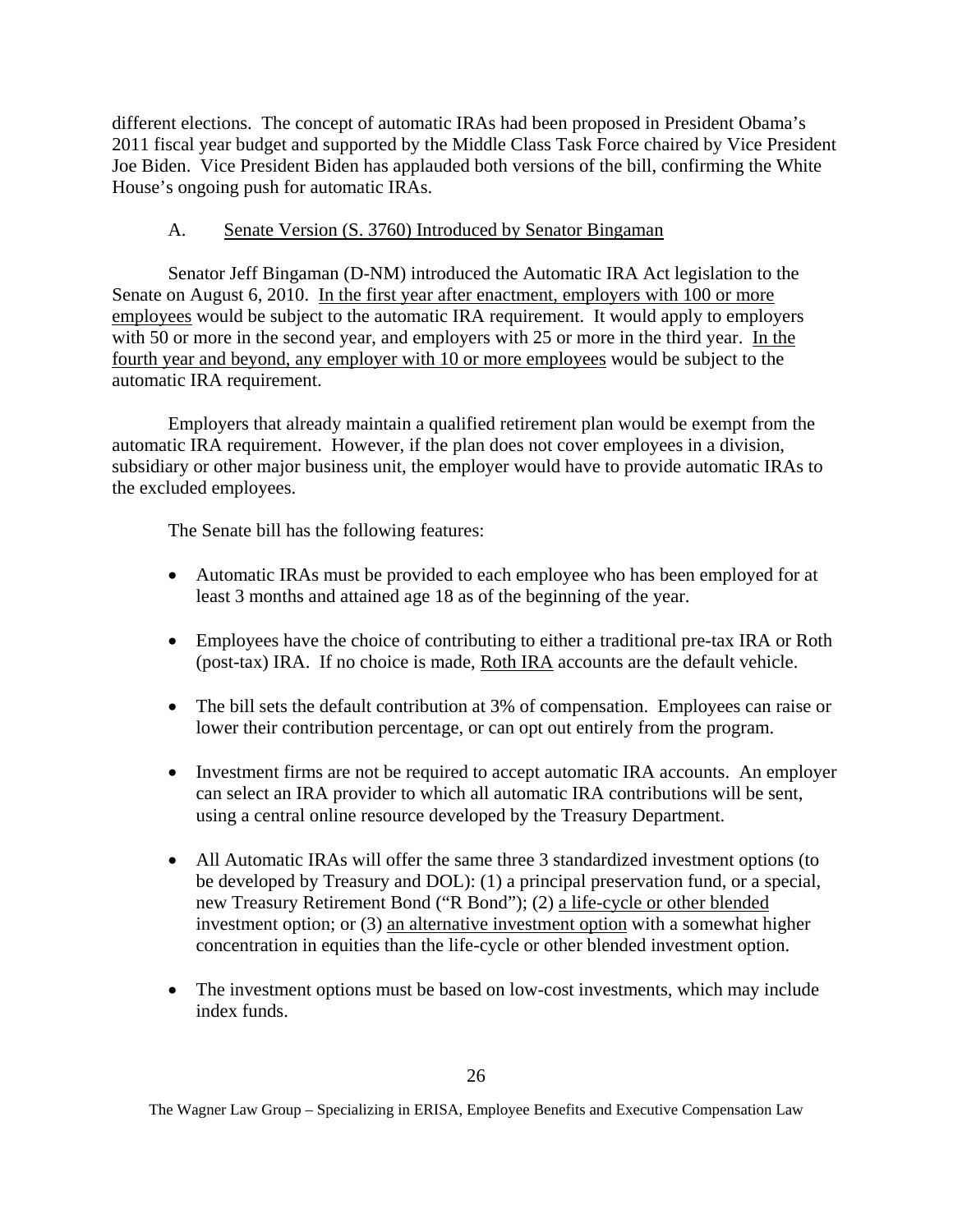different elections. The concept of automatic IRAs had been proposed in President Obama's 2011 fiscal year budget and supported by the Middle Class Task Force chaired by Vice President Joe Biden. Vice President Biden has applauded both versions of the bill, confirming the White House's ongoing push for automatic IRAs.

### A. Senate Version (S. 3760) Introduced by Senator Bingaman

Senator Jeff Bingaman (D-NM) introduced the Automatic IRA Act legislation to the Senate on August 6, 2010. In the first year after enactment, employers with 100 or more employees would be subject to the automatic IRA requirement. It would apply to employers with 50 or more in the second year, and employers with 25 or more in the third year. In the fourth year and beyond, any employer with 10 or more employees would be subject to the automatic IRA requirement.

Employers that already maintain a qualified retirement plan would be exempt from the automatic IRA requirement. However, if the plan does not cover employees in a division, subsidiary or other major business unit, the employer would have to provide automatic IRAs to the excluded employees.

The Senate bill has the following features:

- Automatic IRAs must be provided to each employee who has been employed for at least 3 months and attained age 18 as of the beginning of the year.
- Employees have the choice of contributing to either a traditional pre-tax IRA or Roth (post-tax) IRA. If no choice is made, Roth IRA accounts are the default vehicle.
- The bill sets the default contribution at 3% of compensation. Employees can raise or lower their contribution percentage, or can opt out entirely from the program.
- Investment firms are not be required to accept automatic IRA accounts. An employer can select an IRA provider to which all automatic IRA contributions will be sent, using a central online resource developed by the Treasury Department.
- All Automatic IRAs will offer the same three 3 standardized investment options (to be developed by Treasury and DOL): (1) a principal preservation fund, or a special, new Treasury Retirement Bond ("R Bond"); (2) a life-cycle or other blended investment option; or (3) an alternative investment option with a somewhat higher concentration in equities than the life-cycle or other blended investment option.
- The investment options must be based on low-cost investments, which may include index funds.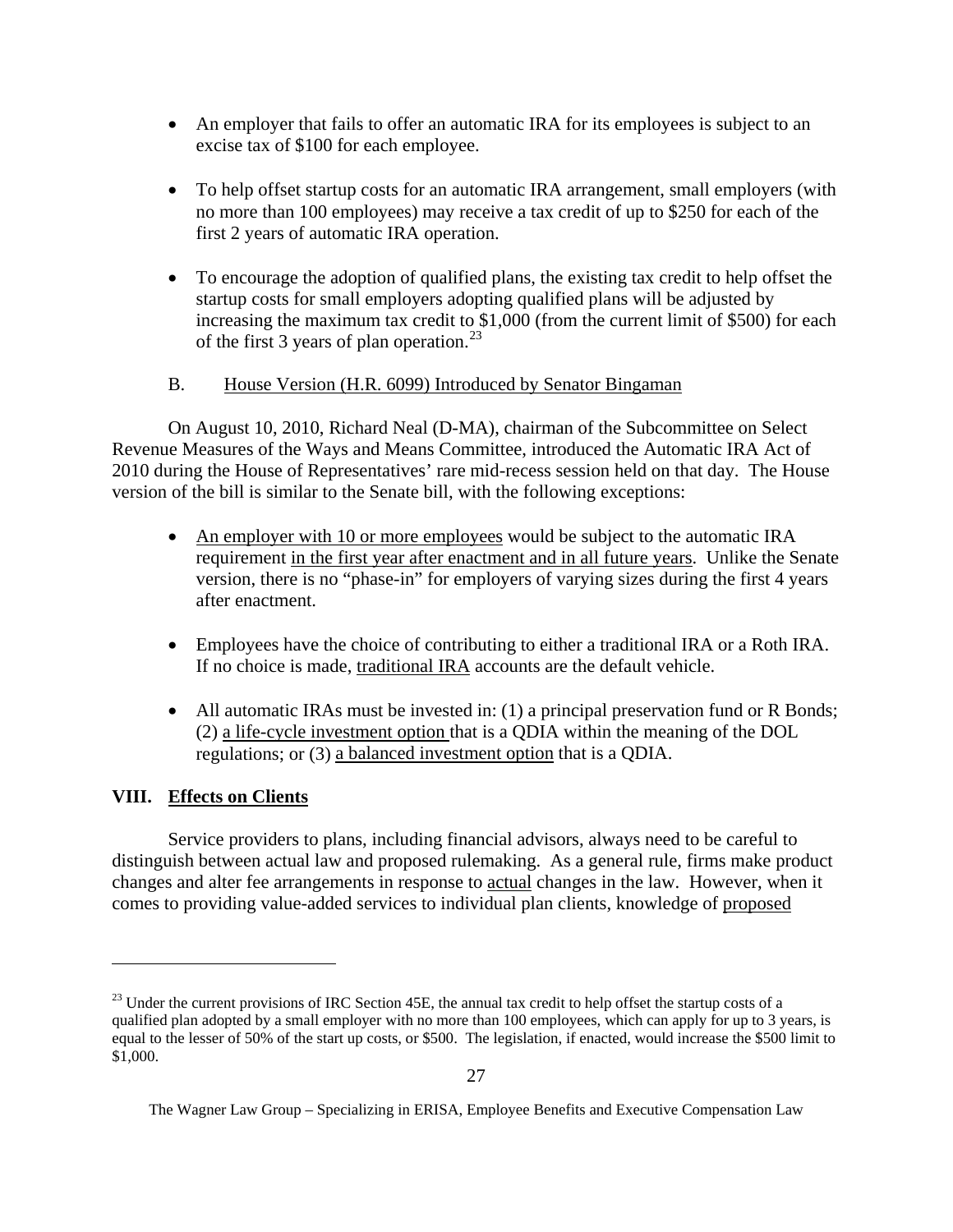- An employer that fails to offer an automatic IRA for its employees is subject to an excise tax of $100 for each employee.

- To help offset startup costs for an automatic IRA arrangement, small employers (with no more than 100 employees) may receive a tax credit of up to $250 for each of the first 2 years of automatic IRA operation.

- To encourage the adoption of qualified plans, the existing tax credit to help offset the startup costs for small employers adopting qualified plans will be adjusted by increasing the maximum tax credit to $1,000 (from the current limit of $500) for each of the first 3 years of plan operation.[23]

### B. <u>House Version (H.R. 6099) Introduced by Senator Bingaman</u>

On August 10, 2010, Richard Neal (D-MA), chairman of the Subcommittee on Select Revenue Measures of the Ways and Means Committee, introduced the Automatic IRA Act of 2010 during the House of Representatives' rare mid-recess session held on that day. The House version of the bill is similar to the Senate bill, with the following exceptions:

- <u>An employer with 10 or more employees</u> would be subject to the automatic IRA requirement <u>in the first year after enactment and in all future years</u>. Unlike the Senate version, there is no "phase-in" for employers of varying sizes during the first 4 years after enactment.

- Employees have the choice of contributing to either a traditional IRA or a Roth IRA. If no choice is made, <u>traditional IRA</u> accounts are the default vehicle.

- All automatic IRAs must be invested in: (1) a principal preservation fund or R Bonds; (2) <u>a life-cycle investment option</u> that is a QDIA within the meaning of the DOL regulations; or (3) <u>a balanced investment option</u> that is a QDIA.

## VIII. <u>Effects on Clients</u>

Service providers to plans, including financial advisors, always need to be careful to distinguish between actual law and proposed rulemaking. As a general rule, firms make product changes and alter fee arrangements in response to <u>actual</u> changes in the law. However, when it comes to providing value-added services to individual plan clients, knowledge of <u>proposed</u>

---

[23] Under the current provisions of IRC Section 45E, the annual tax credit to help offset the startup costs of a qualified plan adopted by a small employer with no more than 100 employees, which can apply for up to 3 years, is equal to the lesser of 50% of the start up costs, or $500. The legislation, if enacted, would increase the $500 limit to $1,000.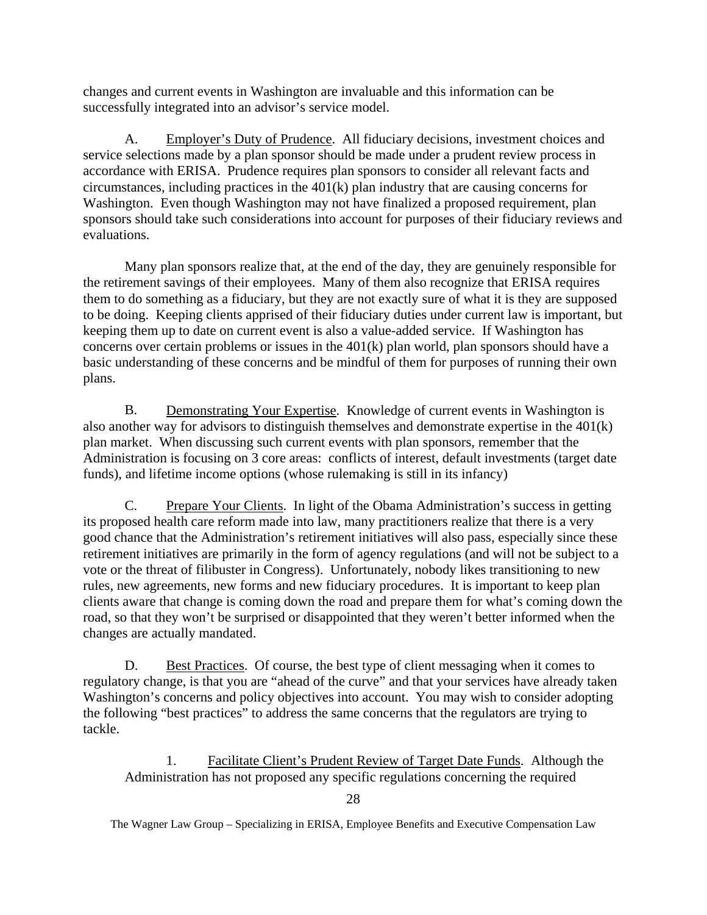changes and current events in Washington are invaluable and this information can be successfully integrated into an advisor's service model.

A. Employer's Duty of Prudence. All fiduciary decisions, investment choices and service selections made by a plan sponsor should be made under a prudent review process in accordance with ERISA. Prudence requires plan sponsors to consider all relevant facts and circumstances, including practices in the 401(k) plan industry that are causing concerns for Washington. Even though Washington may not have finalized a proposed requirement, plan sponsors should take such considerations into account for purposes of their fiduciary reviews and evaluations.

Many plan sponsors realize that, at the end of the day, they are genuinely responsible for the retirement savings of their employees. Many of them also recognize that ERISA requires them to do something as a fiduciary, but they are not exactly sure of what it is they are supposed to be doing. Keeping clients apprised of their fiduciary duties under current law is important, but keeping them up to date on current event is also a value-added service. If Washington has concerns over certain problems or issues in the 401(k) plan world, plan sponsors should have a basic understanding of these concerns and be mindful of them for purposes of running their own plans.

B. Demonstrating Your Expertise. Knowledge of current events in Washington is also another way for advisors to distinguish themselves and demonstrate expertise in the 401(k) plan market. When discussing such current events with plan sponsors, remember that the Administration is focusing on 3 core areas: conflicts of interest, default investments (target date funds), and lifetime income options (whose rulemaking is still in its infancy)

C. Prepare Your Clients. In light of the Obama Administration's success in getting its proposed health care reform made into law, many practitioners realize that there is a very good chance that the Administration's retirement initiatives will also pass, especially since these retirement initiatives are primarily in the form of agency regulations (and will not be subject to a vote or the threat of filibuster in Congress). Unfortunately, nobody likes transitioning to new rules, new agreements, new forms and new fiduciary procedures. It is important to keep plan clients aware that change is coming down the road and prepare them for what's coming down the road, so that they won't be surprised or disappointed that they weren't better informed when the changes are actually mandated.

D. Best Practices. Of course, the best type of client messaging when it comes to regulatory change, is that you are "ahead of the curve" and that your services have already taken Washington's concerns and policy objectives into account. You may wish to consider adopting the following "best practices" to address the same concerns that the regulators are trying to tackle.

1. Facilitate Client's Prudent Review of Target Date Funds. Although the Administration has not proposed any specific regulations concerning the required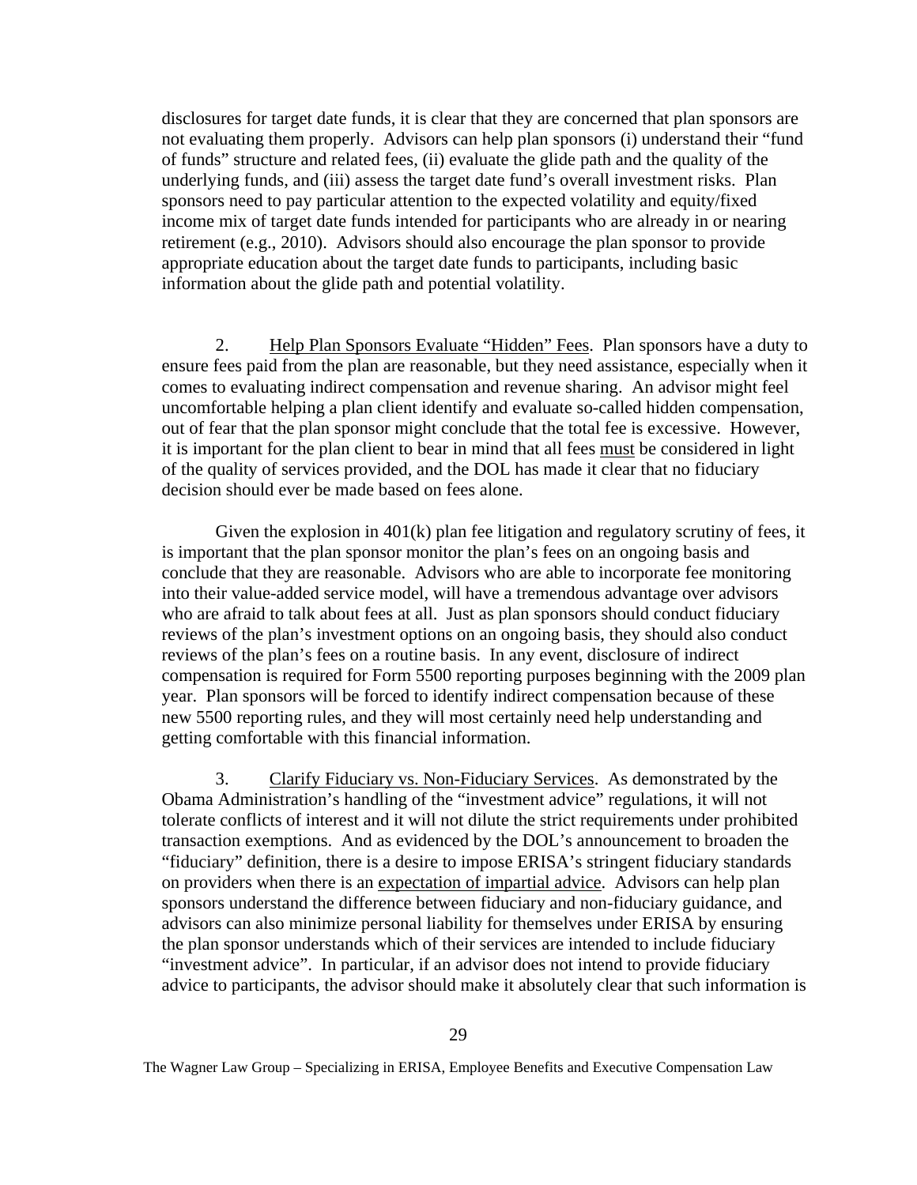disclosures for target date funds, it is clear that they are concerned that plan sponsors are not evaluating them properly. Advisors can help plan sponsors (i) understand their "fund of funds" structure and related fees, (ii) evaluate the glide path and the quality of the underlying funds, and (iii) assess the target date fund's overall investment risks. Plan sponsors need to pay particular attention to the expected volatility and equity/fixed income mix of target date funds intended for participants who are already in or nearing retirement (e.g., 2010). Advisors should also encourage the plan sponsor to provide appropriate education about the target date funds to participants, including basic information about the glide path and potential volatility.

2. Help Plan Sponsors Evaluate "Hidden" Fees. Plan sponsors have a duty to ensure fees paid from the plan are reasonable, but they need assistance, especially when it comes to evaluating indirect compensation and revenue sharing. An advisor might feel uncomfortable helping a plan client identify and evaluate so-called hidden compensation, out of fear that the plan sponsor might conclude that the total fee is excessive. However, it is important for the plan client to bear in mind that all fees must be considered in light of the quality of services provided, and the DOL has made it clear that no fiduciary decision should ever be made based on fees alone.

Given the explosion in 401(k) plan fee litigation and regulatory scrutiny of fees, it is important that the plan sponsor monitor the plan's fees on an ongoing basis and conclude that they are reasonable. Advisors who are able to incorporate fee monitoring into their value-added service model, will have a tremendous advantage over advisors who are afraid to talk about fees at all. Just as plan sponsors should conduct fiduciary reviews of the plan's investment options on an ongoing basis, they should also conduct reviews of the plan's fees on a routine basis. In any event, disclosure of indirect compensation is required for Form 5500 reporting purposes beginning with the 2009 plan year. Plan sponsors will be forced to identify indirect compensation because of these new 5500 reporting rules, and they will most certainly need help understanding and getting comfortable with this financial information.

3. Clarify Fiduciary vs. Non-Fiduciary Services. As demonstrated by the Obama Administration's handling of the "investment advice" regulations, it will not tolerate conflicts of interest and it will not dilute the strict requirements under prohibited transaction exemptions. And as evidenced by the DOL's announcement to broaden the "fiduciary" definition, there is a desire to impose ERISA's stringent fiduciary standards on providers when there is an expectation of impartial advice. Advisors can help plan sponsors understand the difference between fiduciary and non-fiduciary guidance, and advisors can also minimize personal liability for themselves under ERISA by ensuring the plan sponsor understands which of their services are intended to include fiduciary "investment advice". In particular, if an advisor does not intend to provide fiduciary advice to participants, the advisor should make it absolutely clear that such information is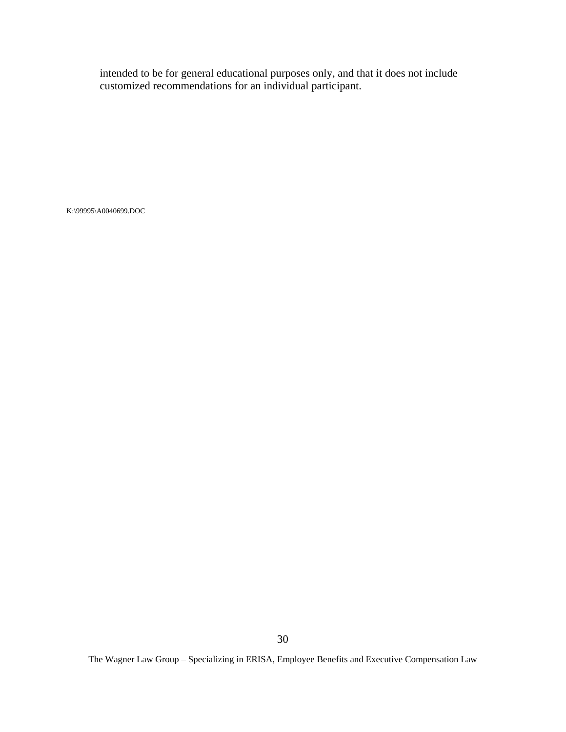intended to be for general educational purposes only, and that it does not include customized recommendations for an individual participant.

K:\99995\A0040699.DOC